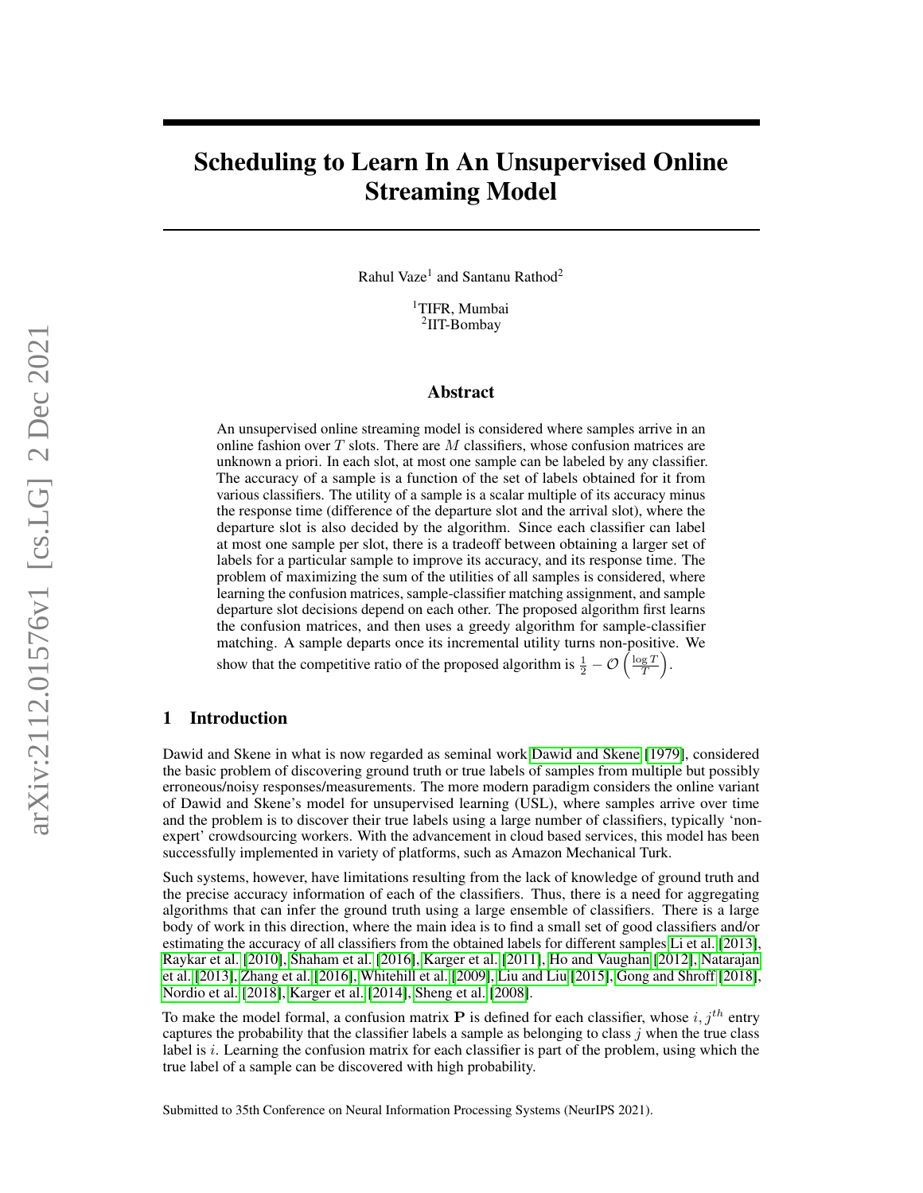# Scheduling to Learn In An Unsupervised Online Streaming Model

Rahul Vaze[1] and Santanu Rathod[2]

[1]TIFR, Mumbai
[2]IIT-Bombay

## Abstract

An unsupervised online streaming model is considered where samples arrive in an online fashion over $T$ slots. There are $M$ classifiers, whose confusion matrices are unknown a priori. In each slot, at most one sample can be labeled by any classifier. The accuracy of a sample is a function of the set of labels obtained for it from various classifiers. The utility of a sample is a scalar multiple of its accuracy minus the response time (difference of the departure slot and the arrival slot), where the departure slot is also decided by the algorithm. Since each classifier can label at most one sample per slot, there is a tradeoff between obtaining a larger set of labels for a particular sample to improve its accuracy, and its response time. The problem of maximizing the sum of the utilities of all samples is considered, where learning the confusion matrices, sample-classifier matching assignment, and sample departure slot decisions depend on each other. The proposed algorithm first learns the confusion matrices, and then uses a greedy algorithm for sample-classifier matching. A sample departs once its incremental utility turns non-positive. We show that the competitive ratio of the proposed algorithm is $\frac{1}{2} - \mathcal{O}\left(\frac{\log T}{T}\right)$.

## 1 Introduction

Dawid and Skene in what is now regarded as seminal work Dawid and Skene [1979], considered the basic problem of discovering ground truth or true labels of samples from multiple but possibly erroneous/noisy responses/measurements. The more modern paradigm considers the online variant of Dawid and Skene's model for unsupervised learning (USL), where samples arrive over time and the problem is to discover their true labels using a large number of classifiers, typically 'non-expert' crowdsourcing workers. With the advancement in cloud based services, this model has been successfully implemented in variety of platforms, such as Amazon Mechanical Turk.

Such systems, however, have limitations resulting from the lack of knowledge of ground truth and the precise accuracy information of each of the classifiers. Thus, there is a need for aggregating algorithms that can infer the ground truth using a large ensemble of classifiers. There is a large body of work in this direction, where the main idea is to find a small set of good classifiers and/or estimating the accuracy of all classifiers from the obtained labels for different samples Li et al. [2013], Raykar et al. [2010], Shaham et al. [2016], Karger et al. [2011], Ho and Vaughan [2012], Natarajan et al. [2013], Zhang et al. [2016], Whitehill et al. [2009], Liu and Liu [2015], Gong and Shroff [2018], Nordio et al. [2018], Karger et al. [2014], Sheng et al. [2008].

To make the model formal, a confusion matrix $\mathbf{P}$ is defined for each classifier, whose $i, j^{th}$ entry captures the probability that the classifier labels a sample as belonging to class $j$ when the true class label is $i$. Learning the confusion matrix for each classifier is part of the problem, using which the true label of a sample can be discovered with high probability.

Submitted to 35th Conference on Neural Information Processing Systems (NeurIPS 2021).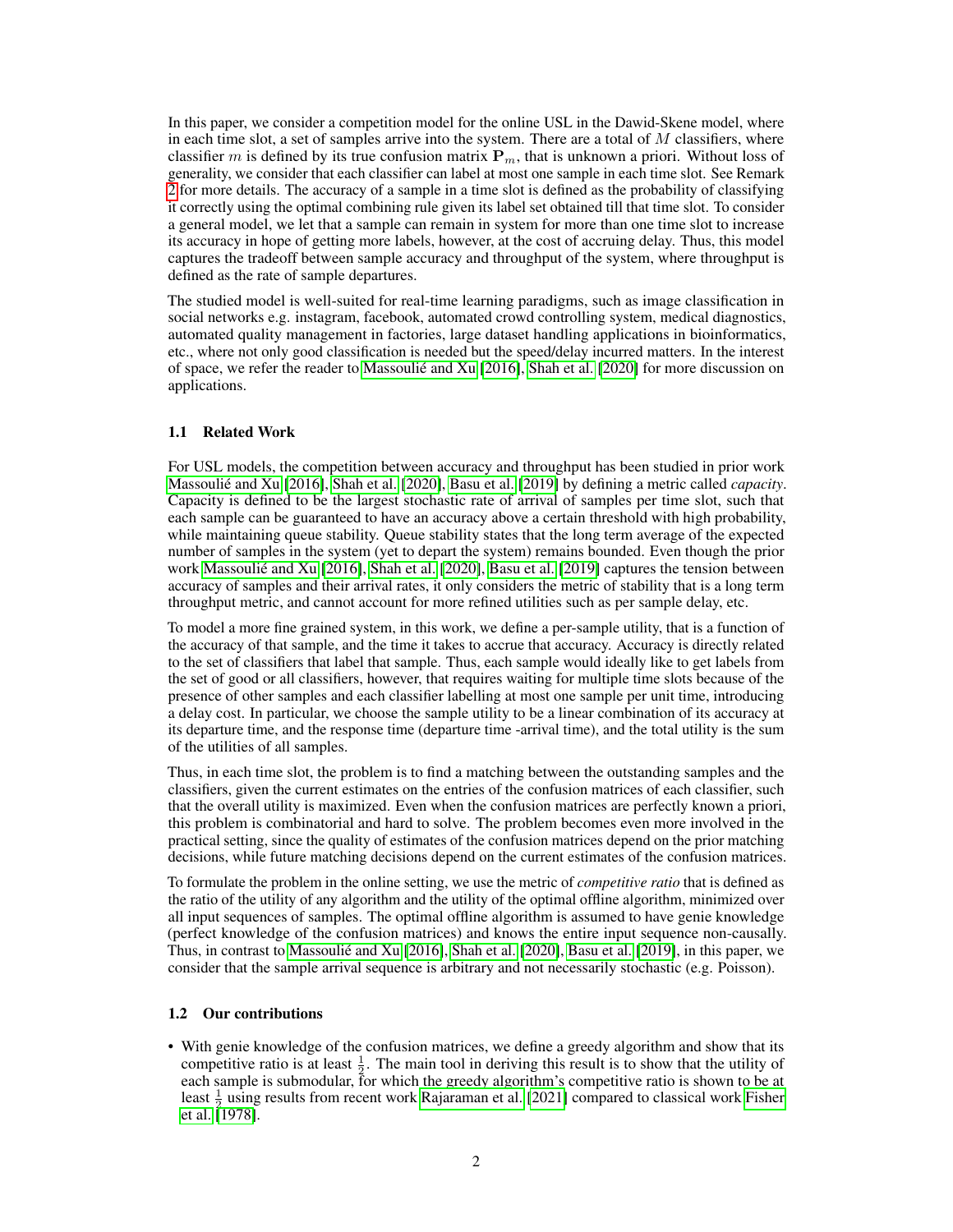In this paper, we consider a competition model for the online USL in the Dawid-Skene model, where in each time slot, a set of samples arrive into the system. There are a total of $M$ classifiers, where classifier $m$ is defined by its true confusion matrix $\mathbf{P}_m$, that is unknown a priori. Without loss of generality, we consider that each classifier can label at most one sample in each time slot. See Remark 2 for more details. The accuracy of a sample in a time slot is defined as the probability of classifying it correctly using the optimal combining rule given its label set obtained till that time slot. To consider a general model, we let that a sample can remain in system for more than one time slot to increase its accuracy in hope of getting more labels, however, at the cost of accruing delay. Thus, this model captures the tradeoff between sample accuracy and throughput of the system, where throughput is defined as the rate of sample departures.

The studied model is well-suited for real-time learning paradigms, such as image classification in social networks e.g. instagram, facebook, automated crowd controlling system, medical diagnostics, automated quality management in factories, large dataset handling applications in bioinformatics, etc., where not only good classification is needed but the speed/delay incurred matters. In the interest of space, we refer the reader to Massoulié and Xu [2016], Shah et al. [2020] for more discussion on applications.

### 1.1 Related Work

For USL models, the competition between accuracy and throughput has been studied in prior work Massoulié and Xu [2016], Shah et al. [2020], Basu et al. [2019] by defining a metric called *capacity*. Capacity is defined to be the largest stochastic rate of arrival of samples per time slot, such that each sample can be guaranteed to have an accuracy above a certain threshold with high probability, while maintaining queue stability. Queue stability states that the long term average of the expected number of samples in the system (yet to depart the system) remains bounded. Even though the prior work Massoulié and Xu [2016], Shah et al. [2020], Basu et al. [2019] captures the tension between accuracy of samples and their arrival rates, it only considers the metric of stability that is a long term throughput metric, and cannot account for more refined utilities such as per sample delay, etc.

To model a more fine grained system, in this work, we define a per-sample utility, that is a function of the accuracy of that sample, and the time it takes to accrue that accuracy. Accuracy is directly related to the set of classifiers that label that sample. Thus, each sample would ideally like to get labels from the set of good or all classifiers, however, that requires waiting for multiple time slots because of the presence of other samples and each classifier labelling at most one sample per unit time, introducing a delay cost. In particular, we choose the sample utility to be a linear combination of its accuracy at its departure time, and the response time (departure time -arrival time), and the total utility is the sum of the utilities of all samples.

Thus, in each time slot, the problem is to find a matching between the outstanding samples and the classifiers, given the current estimates on the entries of the confusion matrices of each classifier, such that the overall utility is maximized. Even when the confusion matrices are perfectly known a priori, this problem is combinatorial and hard to solve. The problem becomes even more involved in the practical setting, since the quality of estimates of the confusion matrices depend on the prior matching decisions, while future matching decisions depend on the current estimates of the confusion matrices.

To formulate the problem in the online setting, we use the metric of *competitive ratio* that is defined as the ratio of the utility of any algorithm and the utility of the optimal offline algorithm, minimized over all input sequences of samples. The optimal offline algorithm is assumed to have genie knowledge (perfect knowledge of the confusion matrices) and knows the entire input sequence non-causally. Thus, in contrast to Massoulié and Xu [2016], Shah et al. [2020], Basu et al. [2019], in this paper, we consider that the sample arrival sequence is arbitrary and not necessarily stochastic (e.g. Poisson).

### 1.2 Our contributions

- With genie knowledge of the confusion matrices, we define a greedy algorithm and show that its competitive ratio is at least $\frac{1}{2}$. The main tool in deriving this result is to show that the utility of each sample is submodular, for which the greedy algorithm's competitive ratio is shown to be at least $\frac{1}{2}$ using results from recent work Rajaraman et al. [2021] compared to classical work Fisher et al. [1978].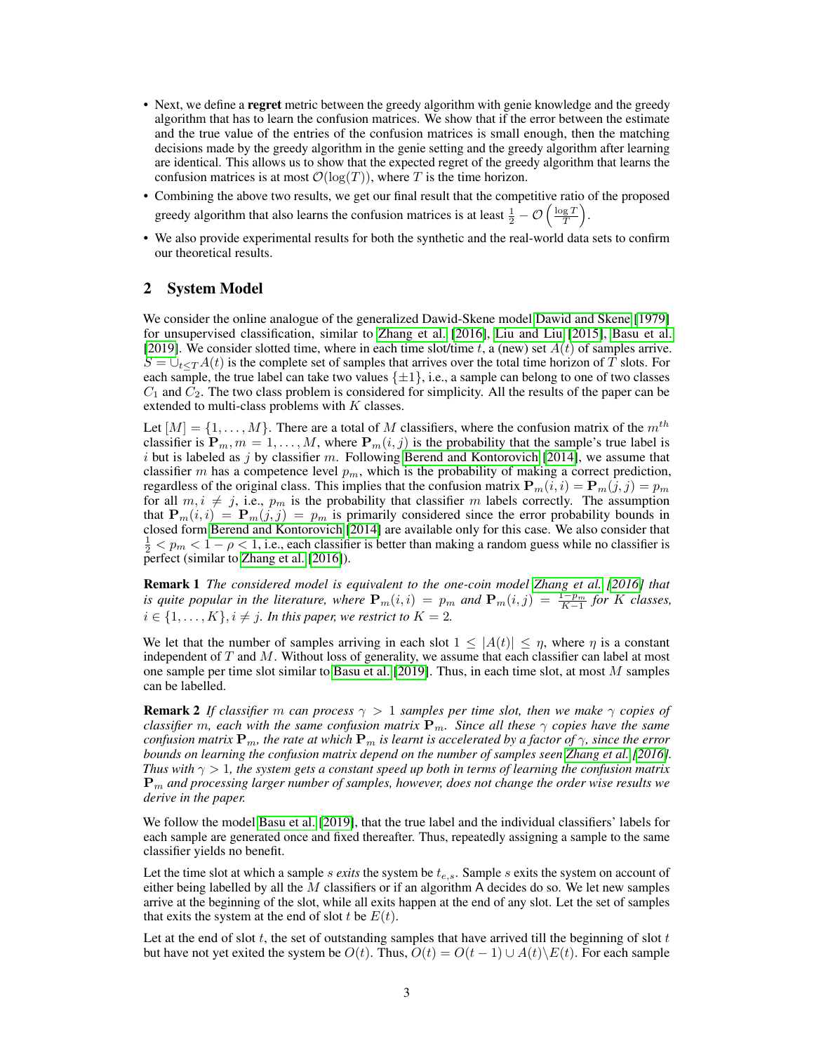- Next, we define a **regret** metric between the greedy algorithm with genie knowledge and the greedy algorithm that has to learn the confusion matrices. We show that if the error between the estimate and the true value of the entries of the confusion matrices is small enough, then the matching decisions made by the greedy algorithm in the genie setting and the greedy algorithm after learning are identical. This allows us to show that the expected regret of the greedy algorithm that learns the confusion matrices is at most $\mathcal{O}(\log(T))$, where $T$ is the time horizon.
- Combining the above two results, we get our final result that the competitive ratio of the proposed greedy algorithm that also learns the confusion matrices is at least $\frac{1}{2} - \mathcal{O}\left(\frac{\log T}{T}\right)$.
- We also provide experimental results for both the synthetic and the real-world data sets to confirm our theoretical results.

## 2 System Model

We consider the online analogue of the generalized Dawid-Skene model Dawid and Skene [1979] for unsupervised classification, similar to Zhang et al. [2016], Liu and Liu [2015], Basu et al. [2019]. We consider slotted time, where in each time slot/time $t$, a (new) set $A(t)$ of samples arrive. $S = \cup_{t \leq T} A(t)$ is the complete set of samples that arrives over the total time horizon of $T$ slots. For each sample, the true label can take two values $\{\pm 1\}$, i.e., a sample can belong to one of two classes $C_1$ and $C_2$. The two class problem is considered for simplicity. All the results of the paper can be extended to multi-class problems with $K$ classes.

Let $[M] = \{1, \ldots, M\}$. There are a total of $M$ classifiers, where the confusion matrix of the $m^{th}$ classifier is $\mathbf{P}_m, m = 1, \ldots, M$, where $\mathbf{P}_m(i,j)$ is the probability that the sample's true label is $i$ but is labeled as $j$ by classifier $m$. Following Berend and Kontorovich [2014], we assume that classifier $m$ has a competence level $p_m$, which is the probability of making a correct prediction, regardless of the original class. This implies that the confusion matrix $\mathbf{P}_m(i,i) = \mathbf{P}_m(j,j) = p_m$ for all $m, i \neq j$, i.e., $p_m$ is the probability that classifier $m$ labels correctly. The assumption that $\mathbf{P}_m(i,i) = \mathbf{P}_m(j,j) = p_m$ is primarily considered since the error probability bounds in closed form Berend and Kontorovich [2014] are available only for this case. We also consider that $\frac{1}{2} < p_m < 1 - \rho < 1$, i.e., each classifier is better than making a random guess while no classifier is perfect (similar to Zhang et al. [2016]).

**Remark 1** *The considered model is equivalent to the one-coin model Zhang et al. [2016] that is quite popular in the literature, where $\mathbf{P}_m(i,i) = p_m$ and $\mathbf{P}_m(i,j) = \frac{1-p_m}{K-1}$ for $K$ classes, $i \in \{1, \ldots, K\}, i \neq j$. In this paper, we restrict to $K = 2$.*

We let that the number of samples arriving in each slot $1 \leq |A(t)| \leq \eta$, where $\eta$ is a constant independent of $T$ and $M$. Without loss of generality, we assume that each classifier can label at most one sample per time slot similar to Basu et al. [2019]. Thus, in each time slot, at most $M$ samples can be labelled.

**Remark 2** *If classifier $m$ can process $\gamma > 1$ samples per time slot, then we make $\gamma$ copies of classifier $m$, each with the same confusion matrix $\mathbf{P}_m$. Since all these $\gamma$ copies have the same confusion matrix $\mathbf{P}_m$, the rate at which $\mathbf{P}_m$ is learnt is accelerated by a factor of $\gamma$, since the error bounds on learning the confusion matrix depend on the number of samples seen Zhang et al. [2016]. Thus with $\gamma > 1$, the system gets a constant speed up both in terms of learning the confusion matrix $\mathbf{P}_m$ and processing larger number of samples, however, does not change the order wise results we derive in the paper.*

We follow the model Basu et al. [2019], that the true label and the individual classifiers' labels for each sample are generated once and fixed thereafter. Thus, repeatedly assigning a sample to the same classifier yields no benefit.

Let the time slot at which a sample $s$ *exits* the system be $t_{e,s}$. Sample $s$ exits the system on account of either being labelled by all the $M$ classifiers or if an algorithm A decides do so. We let new samples arrive at the beginning of the slot, while all exits happen at the end of any slot. Let the set of samples that exits the system at the end of slot $t$ be $E(t)$.

Let at the end of slot $t$, the set of outstanding samples that have arrived till the beginning of slot $t$ but have not yet exited the system be $O(t)$. Thus, $O(t) = O(t-1) \cup A(t) \backslash E(t)$. For each sample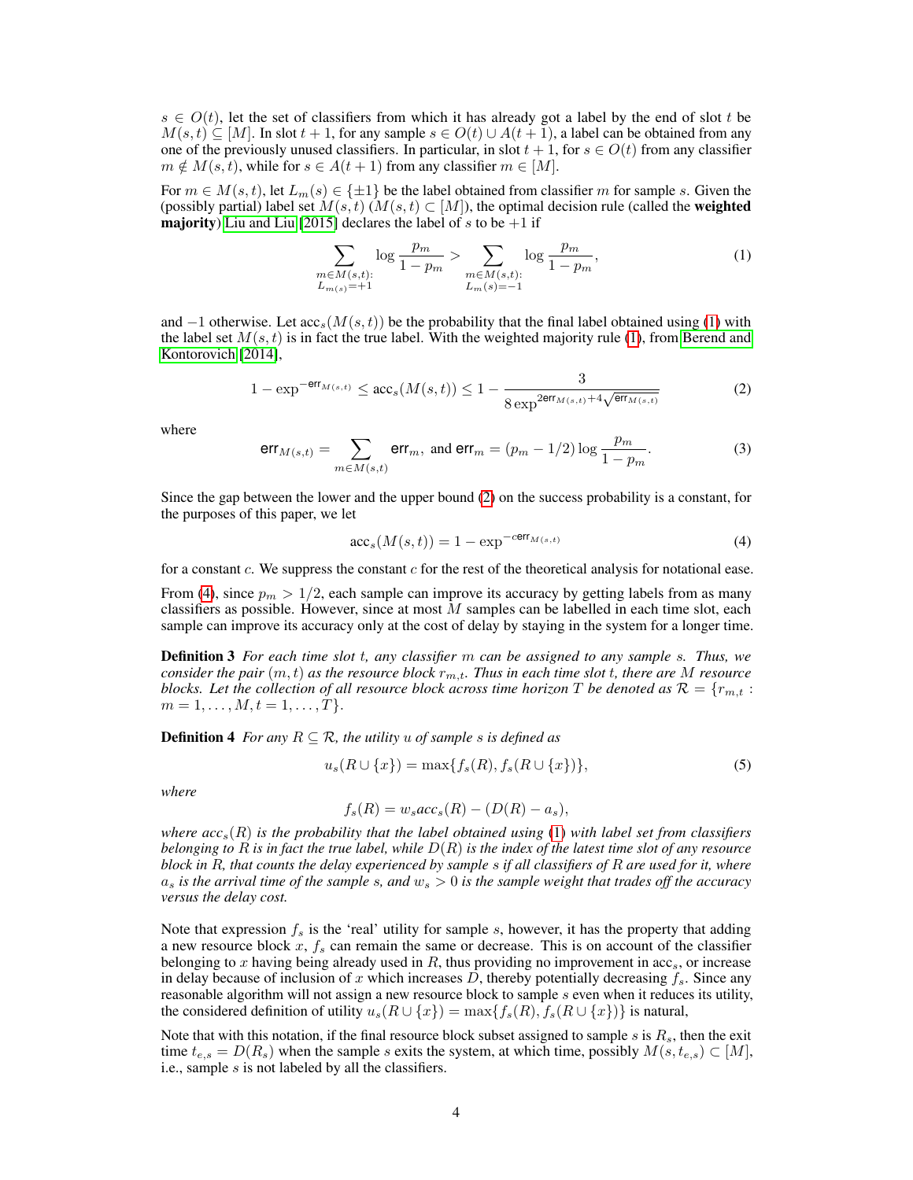$s \in O(t)$, let the set of classifiers from which it has already got a label by the end of slot $t$ be $M(s,t) \subseteq [M]$. In slot $t+1$, for any sample $s \in O(t) \cup A(t+1)$, a label can be obtained from any one of the previously unused classifiers. In particular, in slot $t+1$, for $s \in O(t)$ from any classifier $m \notin M(s,t)$, while for $s \in A(t+1)$ from any classifier $m \in [M]$.

For $m \in M(s,t)$, let $L_m(s) \in \{\pm 1\}$ be the label obtained from classifier $m$ for sample $s$. Given the (possibly partial) label set $M(s,t)$ ($M(s,t) \subset [M]$), the optimal decision rule (called the **weighted majority**) Liu and Liu [2015] declares the label of $s$ to be $+1$ if

$$\sum_{\substack{m \in M(s,t): \\ L_{m(s)}=+1}} \log \frac{p_m}{1-p_m} > \sum_{\substack{m \in M(s,t): \\ L_m(s)=-1}} \log \frac{p_m}{1-p_m}, \tag{1}$$

and $-1$ otherwise. Let $\text{acc}_s(M(s,t))$ be the probability that the final label obtained using (1) with the label set $M(s,t)$ is in fact the true label. With the weighted majority rule (1), from Berend and Kontorovich [2014],

$$1 - \exp^{-\mathsf{err}_{M(s,t)}} \leq \text{acc}_s(M(s,t)) \leq 1 - \frac{3}{8 \exp^{2\mathsf{err}_{M(s,t)} + 4\sqrt{\mathsf{err}_{M(s,t)}}}} \tag{2}$$

where

$$\mathsf{err}_{M(s,t)} = \sum_{m \in M(s,t)} \mathsf{err}_m, \text{ and } \mathsf{err}_m = (p_m - 1/2) \log \frac{p_m}{1-p_m}. \tag{3}$$

Since the gap between the lower and the upper bound (2) on the success probability is a constant, for the purposes of this paper, we let

$$\text{acc}_s(M(s,t)) = 1 - \exp^{-c\mathsf{err}_{M(s,t)}} \tag{4}$$

for a constant $c$. We suppress the constant $c$ for the rest of the theoretical analysis for notational ease.

From (4), since $p_m > 1/2$, each sample can improve its accuracy by getting labels from as many classifiers as possible. However, since at most $M$ samples can be labelled in each time slot, each sample can improve its accuracy only at the cost of delay by staying in the system for a longer time.

**Definition 3** *For each time slot $t$, any classifier $m$ can be assigned to any sample $s$. Thus, we consider the pair $(m,t)$ as the resource block $r_{m,t}$. Thus in each time slot $t$, there are $M$ resource blocks. Let the collection of all resource block across time horizon $T$ be denoted as $\mathcal{R} = \{r_{m,t} : m = 1, \ldots, M, t = 1, \ldots, T\}$.*

**Definition 4** *For any $R \subseteq \mathcal{R}$, the utility $u$ of sample $s$ is defined as*

$$u_s(R \cup \{x\}) = \max\{f_s(R), f_s(R \cup \{x\})\}, \tag{5}$$

*where*

$$f_s(R) = w_s acc_s(R) - (D(R) - a_s),$$

*where $acc_s(R)$ is the probability that the label obtained using (1) with label set from classifiers belonging to $R$ is in fact the true label, while $D(R)$ is the index of the latest time slot of any resource block in $R$, that counts the delay experienced by sample $s$ if all classifiers of $R$ are used for it, where $a_s$ is the arrival time of the sample $s$, and $w_s > 0$ is the sample weight that trades off the accuracy versus the delay cost.*

Note that expression $f_s$ is the 'real' utility for sample $s$, however, it has the property that adding a new resource block $x$, $f_s$ can remain the same or decrease. This is on account of the classifier belonging to $x$ having being already used in $R$, thus providing no improvement in $\text{acc}_s$, or increase in delay because of inclusion of $x$ which increases $D$, thereby potentially decreasing $f_s$. Since any reasonable algorithm will not assign a new resource block to sample $s$ even when it reduces its utility, the considered definition of utility $u_s(R \cup \{x\}) = \max\{f_s(R), f_s(R \cup \{x\})\}$ is natural,

Note that with this notation, if the final resource block subset assigned to sample $s$ is $R_s$, then the exit time $t_{e,s} = D(R_s)$ when the sample $s$ exits the system, at which time, possibly $M(s, t_{e,s}) \subset [M]$, i.e., sample $s$ is not labeled by all the classifiers.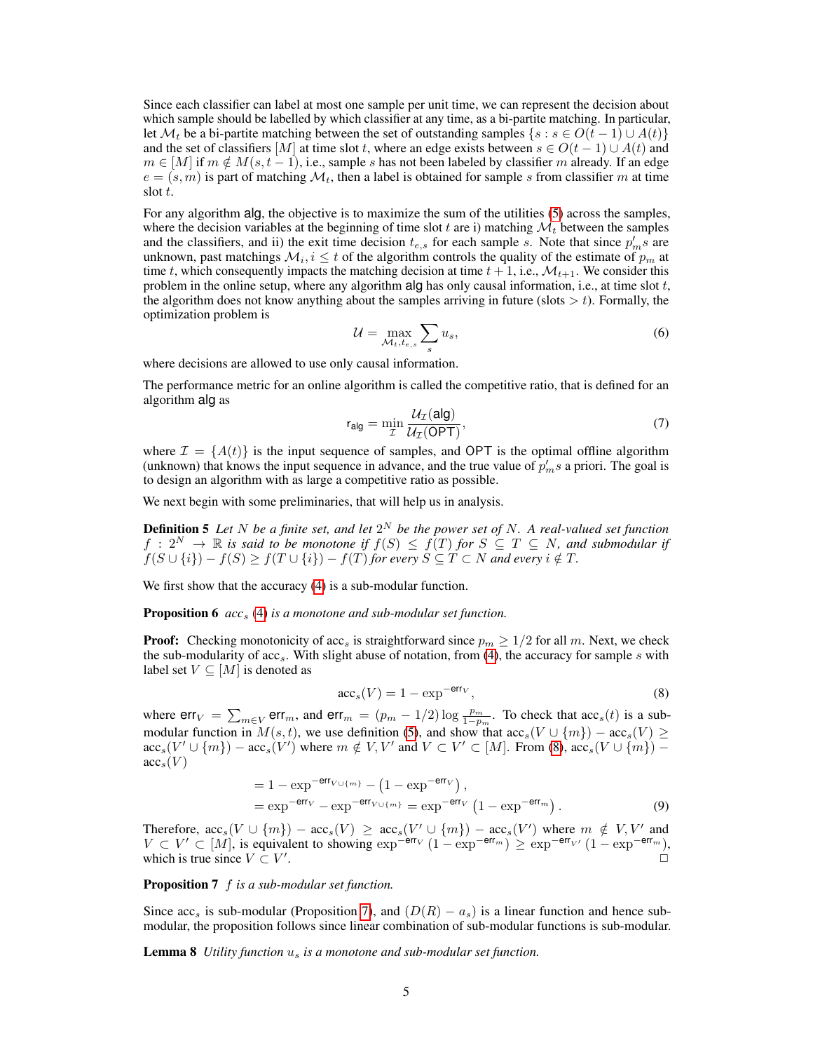Since each classifier can label at most one sample per unit time, we can represent the decision about which sample should be labelled by which classifier at any time, as a bi-partite matching. In particular, let $\mathcal{M}_t$ be a bi-partite matching between the set of outstanding samples $\{s : s \in O(t-1) \cup A(t)\}$ and the set of classifiers $[M]$ at time slot $t$, where an edge exists between $s \in O(t-1) \cup A(t)$ and $m \in [M]$ if $m \notin M(s, t-1)$, i.e., sample $s$ has not been labeled by classifier $m$ already. If an edge $e = (s, m)$ is part of matching $\mathcal{M}_t$, then a label is obtained for sample $s$ from classifier $m$ at time slot $t$.

For any algorithm $\mathsf{alg}$, the objective is to maximize the sum of the utilities (5) across the samples, where the decision variables at the beginning of time slot $t$ are i) matching $\mathcal{M}_t$ between the samples and the classifiers, and ii) the exit time decision $t_{e,s}$ for each sample $s$. Note that since $p_m'$s are unknown, past matchings $\mathcal{M}_i, i \le t$ of the algorithm controls the quality of the estimate of $p_m$ at time $t$, which consequently impacts the matching decision at time $t+1$, i.e., $\mathcal{M}_{t+1}$. We consider this problem in the online setup, where any algorithm $\mathsf{alg}$ has only causal information, i.e., at time slot $t$, the algorithm does not know anything about the samples arriving in future (slots $> t$). Formally, the optimization problem is

$$\mathcal{U} = \max_{\mathcal{M}_t, t_{e,s}} \sum_s u_s, \tag{6}$$

where decisions are allowed to use only causal information.

The performance metric for an online algorithm is called the competitive ratio, that is defined for an algorithm $\mathsf{alg}$ as

$$\mathsf{r_{alg}} = \min_{\mathcal{I}} \frac{\mathcal{U}_{\mathcal{I}}(\mathsf{alg})}{\mathcal{U}_{\mathcal{I}}(\mathsf{OPT})}, \tag{7}$$

where $\mathcal{I} = \{A(t)\}$ is the input sequence of samples, and $\mathsf{OPT}$ is the optimal offline algorithm (unknown) that knows the input sequence in advance, and the true value of $p_m'$s a priori. The goal is to design an algorithm with as large a competitive ratio as possible.

We next begin with some preliminaries, that will help us in analysis.

**Definition 5** *Let $N$ be a finite set, and let $2^N$ be the power set of $N$. A real-valued set function $f : 2^N \to \mathbb{R}$ is said to be monotone if $f(S) \le f(T)$ for $S \subseteq T \subseteq N$, and submodular if $f(S \cup \{i\}) - f(S) \ge f(T \cup \{i\}) - f(T)$ for every $S \subseteq T \subset N$ and every $i \notin T$.*

We first show that the accuracy (4) is a sub-modular function.

**Proposition 6** *$acc_s$ (4) is a monotone and sub-modular set function.*

**Proof:** Checking monotonicity of $\text{acc}_s$ is straightforward since $p_m \ge 1/2$ for all $m$. Next, we check the sub-modularity of $\text{acc}_s$. With slight abuse of notation, from (4), the accuracy for sample $s$ with label set $V \subseteq [M]$ is denoted as

$$\text{acc}_s(V) = 1 - \exp^{-\mathsf{err}_V}, \tag{8}$$

where $\mathsf{err}_V = \sum_{m \in V} \mathsf{err}_m$, and $\mathsf{err}_m = (p_m - 1/2) \log \frac{p_m}{1-p_m}$. To check that $\text{acc}_s(t)$ is a sub-modular function in $M(s,t)$, we use definition (5), and show that $\text{acc}_s(V \cup \{m\}) - \text{acc}_s(V) \ge \text{acc}_s(V' \cup \{m\}) - \text{acc}_s(V')$ where $m \notin V, V'$ and $V \subset V' \subset [M]$. From (8), $\text{acc}_s(V \cup \{m\}) - \text{acc}_s(V)$

$$\begin{aligned} &= 1 - \exp^{-\mathsf{err}_{V \cup \{m\}}} - \left(1 - \exp^{-\mathsf{err}_V}\right), \\ &= \exp^{-\mathsf{err}_V} - \exp^{-\mathsf{err}_{V \cup \{m\}}} = \exp^{-\mathsf{err}_V}\left(1 - \exp^{-\mathsf{err}_m}\right). \end{aligned} \tag{9}$$

Therefore, $\text{acc}_s(V \cup \{m\}) - \text{acc}_s(V) \ge \text{acc}_s(V' \cup \{m\}) - \text{acc}_s(V')$ where $m \notin V, V'$ and $V \subset V' \subset [M]$, is equivalent to showing $\exp^{-\mathsf{err}_V}(1 - \exp^{-\mathsf{err}_m}) \ge \exp^{-\mathsf{err}_{V'}}(1 - \exp^{-\mathsf{err}_m})$, which is true since $V \subset V'$. □

**Proposition 7** *$f$ is a sub-modular set function.*

Since $\text{acc}_s$ is sub-modular (Proposition 7), and $(D(R) - a_s)$ is a linear function and hence sub-modular, the proposition follows since linear combination of sub-modular functions is sub-modular.

**Lemma 8** *Utility function $u_s$ is a monotone and sub-modular set function.*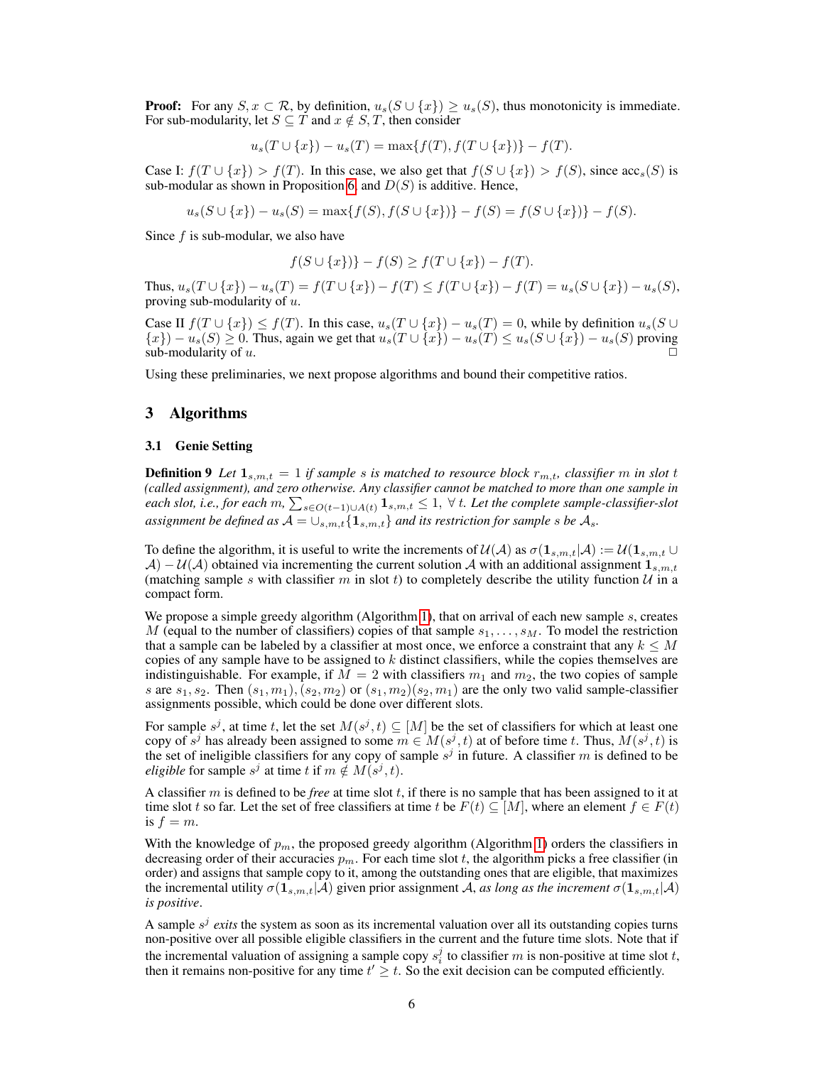**Proof:** For any $S, x \subset \mathcal{R}$, by definition, $u_s(S \cup \{x\}) \geq u_s(S)$, thus monotonicity is immediate. For sub-modularity, let $S \subseteq T$ and $x \notin S, T$, then consider

$$u_s(T \cup \{x\}) - u_s(T) = \max\{f(T), f(T \cup \{x\})\} - f(T).$$

Case I: $f(T \cup \{x\}) > f(T)$. In this case, we also get that $f(S \cup \{x\}) > f(S)$, since $\text{acc}_s(S)$ is sub-modular as shown in Proposition 6, and $D(S)$ is additive. Hence,

$$u_s(S \cup \{x\}) - u_s(S) = \max\{f(S), f(S \cup \{x\})\} - f(S) = f(S \cup \{x\})\} - f(S).$$

Since $f$ is sub-modular, we also have

$$f(S \cup \{x\})\} - f(S) \geq f(T \cup \{x\}) - f(T).$$

Thus, $u_s(T \cup \{x\}) - u_s(T) = f(T \cup \{x\}) - f(T) \leq f(T \cup \{x\}) - f(T) = u_s(S \cup \{x\}) - u_s(S)$, proving sub-modularity of $u$.

Case II $f(T \cup \{x\}) \leq f(T)$. In this case, $u_s(T \cup \{x\}) - u_s(T) = 0$, while by definition $u_s(S \cup \{x\}) - u_s(S) \geq 0$. Thus, again we get that $u_s(T \cup \{x\}) - u_s(T) \leq u_s(S \cup \{x\}) - u_s(S)$ proving sub-modularity of $u$. □

Using these preliminaries, we next propose algorithms and bound their competitive ratios.

## 3 Algorithms

### 3.1 Genie Setting

**Definition 9** *Let $\mathbf{1}_{s,m,t} = 1$ if sample $s$ is matched to resource block $r_{m,t}$, classifier $m$ in slot $t$ (called assignment), and zero otherwise. Any classifier cannot be matched to more than one sample in each slot, i.e., for each $m$, $\sum_{s \in O(t-1) \cup A(t)} \mathbf{1}_{s,m,t} \leq 1,\ \forall\ t$. Let the complete sample-classifier-slot assignment be defined as $\mathcal{A} = \cup_{s,m,t}\{\mathbf{1}_{s,m,t}\}$ and its restriction for sample $s$ be $\mathcal{A}_s$.*

To define the algorithm, it is useful to write the increments of $\mathcal{U}(\mathcal{A})$ as $\sigma(\mathbf{1}_{s,m,t}|\mathcal{A}) := \mathcal{U}(\mathbf{1}_{s,m,t} \cup \mathcal{A}) - \mathcal{U}(\mathcal{A})$ obtained via incrementing the current solution $\mathcal{A}$ with an additional assignment $\mathbf{1}_{s,m,t}$ (matching sample $s$ with classifier $m$ in slot $t$) to completely describe the utility function $\mathcal{U}$ in a compact form.

We propose a simple greedy algorithm (Algorithm 1), that on arrival of each new sample $s$, creates $M$ (equal to the number of classifiers) copies of that sample $s_1, \dots, s_M$. To model the restriction that a sample can be labeled by a classifier at most once, we enforce a constraint that any $k \leq M$ copies of any sample have to be assigned to $k$ distinct classifiers, while the copies themselves are indistinguishable. For example, if $M = 2$ with classifiers $m_1$ and $m_2$, the two copies of sample $s$ are $s_1, s_2$. Then $(s_1, m_1), (s_2, m_2)$ or $(s_1, m_2)(s_2, m_1)$ are the only two valid sample-classifier assignments possible, which could be done over different slots.

For sample $s^j$, at time $t$, let the set $M(s^j, t) \subseteq [M]$ be the set of classifiers for which at least one copy of $s^j$ has already been assigned to some $m \in M(s^j, t)$ at of before time $t$. Thus, $M(s^j, t)$ is the set of ineligible classifiers for any copy of sample $s^j$ in future. A classifier $m$ is defined to be *eligible* for sample $s^j$ at time $t$ if $m \notin M(s^j, t)$.

A classifier $m$ is defined to be *free* at time slot $t$, if there is no sample that has been assigned to it at time slot $t$ so far. Let the set of free classifiers at time $t$ be $F(t) \subseteq [M]$, where an element $f \in F(t)$ is $f = m$.

With the knowledge of $p_m$, the proposed greedy algorithm (Algorithm 1) orders the classifiers in decreasing order of their accuracies $p_m$. For each time slot $t$, the algorithm picks a free classifier (in order) and assigns that sample copy to it, among the outstanding ones that are eligible, that maximizes the incremental utility $\sigma(\mathbf{1}_{s,m,t}|\mathcal{A})$ given prior assignment $\mathcal{A}$, *as long as the increment $\sigma(\mathbf{1}_{s,m,t}|\mathcal{A})$ is positive*.

A sample $s^j$ *exits* the system as soon as its incremental valuation over all its outstanding copies turns non-positive over all possible eligible classifiers in the current and the future time slots. Note that if the incremental valuation of assigning a sample copy $s^j_i$ to classifier $m$ is non-positive at time slot $t$, then it remains non-positive for any time $t' \geq t$. So the exit decision can be computed efficiently.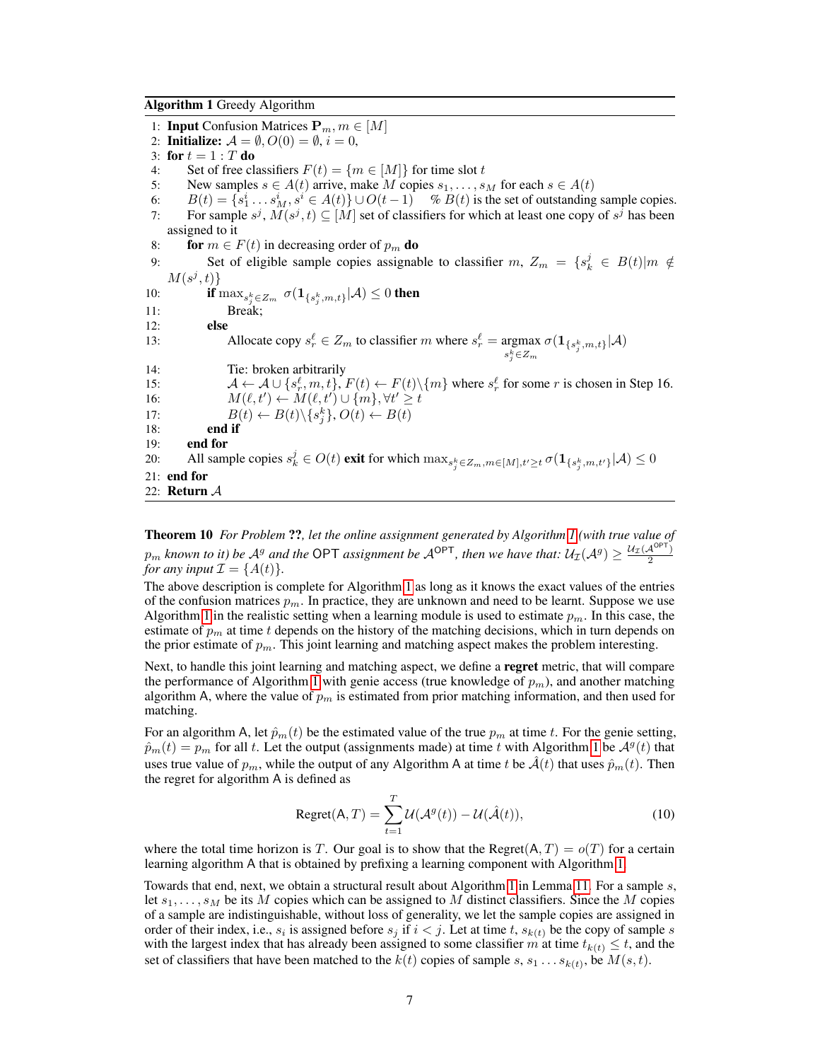**Algorithm 1** Greedy Algorithm

```
1: Input Confusion Matrices P_m, m ∈ [M]
2: Initialize: A = ∅, O(0) = ∅, i = 0,
3: for t = 1 : T do
4:     Set of free classifiers F(t) = {m ∈ [M]} for time slot t
5:     New samples s ∈ A(t) arrive, make M copies s_1, ..., s_M for each s ∈ A(t)
6:     B(t) = {s^i_1 ... s^i_M, s^i ∈ A(t)} ∪ O(t − 1)    % B(t) is the set of outstanding sample copies.
7:     For sample s^j, M(s^j, t) ⊆ [M] set of classifiers for which at least one copy of s^j has been
       assigned to it
8:     for m ∈ F(t) in decreasing order of p_m do
9:         Set of eligible sample copies assignable to classifier m, Z_m = {s^j_k ∈ B(t) | m ∉ M(s^j, t)}
10:        if max_{s^k_j ∈ Z_m} σ(1_{s^k_j, m, t} | A) ≤ 0 then
11:            Break;
12:        else
13:            Allocate copy s^ℓ_r ∈ Z_m to classifier m where s^ℓ_r = argmax_{s^k_j ∈ Z_m} σ(1_{s^k_j, m, t} | A)
14:            Tie: broken arbitrarily
15:            A ← A ∪ {s^ℓ_r, m, t}, F(t) ← F(t)\{m} where s^ℓ_r for some r is chosen in Step 16.
16:            M(ℓ, t') ← M(ℓ, t') ∪ {m}, ∀t' ≥ t
17:            B(t) ← B(t)\{s^k_j}, O(t) ← B(t)
18:        end if
19:    end for
20:    All sample copies s^j_k ∈ O(t) exit for which max_{s^k_j ∈ Z_m, m ∈ [M], t' ≥ t} σ(1_{s^k_j, m, t'} | A) ≤ 0
21: end for
22: Return A
```

**Theorem 10** *For Problem ??, let the online assignment generated by Algorithm 1 (with true value of $p_m$ known to it) be $\mathcal{A}^g$ and the* OPT *assignment be $\mathcal{A}^{\mathsf{OPT}}$, then we have that: $\mathcal{U}_{\mathcal{I}}(\mathcal{A}^g) \geq \frac{\mathcal{U}_{\mathcal{I}}(\mathcal{A}^{\mathsf{OPT}})}{2}$ for any input $\mathcal{I} = \{A(t)\}$.*

The above description is complete for Algorithm 1 as long as it knows the exact values of the entries of the confusion matrices $p_m$. In practice, they are unknown and need to be learnt. Suppose we use Algorithm 1 in the realistic setting when a learning module is used to estimate $p_m$. In this case, the estimate of $p_m$ at time $t$ depends on the history of the matching decisions, which in turn depends on the prior estimate of $p_m$. This joint learning and matching aspect makes the problem interesting.

Next, to handle this joint learning and matching aspect, we define a **regret** metric, that will compare the performance of Algorithm 1 with genie access (true knowledge of $p_m$), and another matching algorithm $\mathsf{A}$, where the value of $p_m$ is estimated from prior matching information, and then used for matching.

For an algorithm $\mathsf{A}$, let $\hat{p}_m(t)$ be the estimated value of the true $p_m$ at time $t$. For the genie setting, $\hat{p}_m(t) = p_m$ for all $t$. Let the output (assignments made) at time $t$ with Algorithm 1 be $\mathcal{A}^g(t)$ that uses true value of $p_m$, while the output of any Algorithm $\mathsf{A}$ at time $t$ be $\hat{\mathcal{A}}(t)$ that uses $\hat{p}_m(t)$. Then the regret for algorithm $\mathsf{A}$ is defined as

$$\text{Regret}(\mathsf{A}, T) = \sum_{t=1}^{T} \mathcal{U}(\mathcal{A}^g(t)) - \mathcal{U}(\hat{\mathcal{A}}(t)), \tag{10}$$

where the total time horizon is $T$. Our goal is to show that the $\text{Regret}(\mathsf{A}, T) = o(T)$ for a certain learning algorithm $\mathsf{A}$ that is obtained by prefixing a learning component with Algorithm 1.

Towards that end, next, we obtain a structural result about Algorithm 1 in Lemma 11. For a sample $s$, let $s_1, \ldots, s_M$ be its $M$ copies which can be assigned to $M$ distinct classifiers. Since the $M$ copies of a sample are indistinguishable, without loss of generality, we let the sample copies are assigned in order of their index, i.e., $s_i$ is assigned before $s_j$ if $i < j$. Let at time $t$, $s_{k(t)}$ be the copy of sample $s$ with the largest index that has already been assigned to some classifier $m$ at time $t_{k(t)} \leq t$, and the set of classifiers that have been matched to the $k(t)$ copies of sample $s$, $s_1 \ldots s_{k(t)}$, be $M(s, t)$.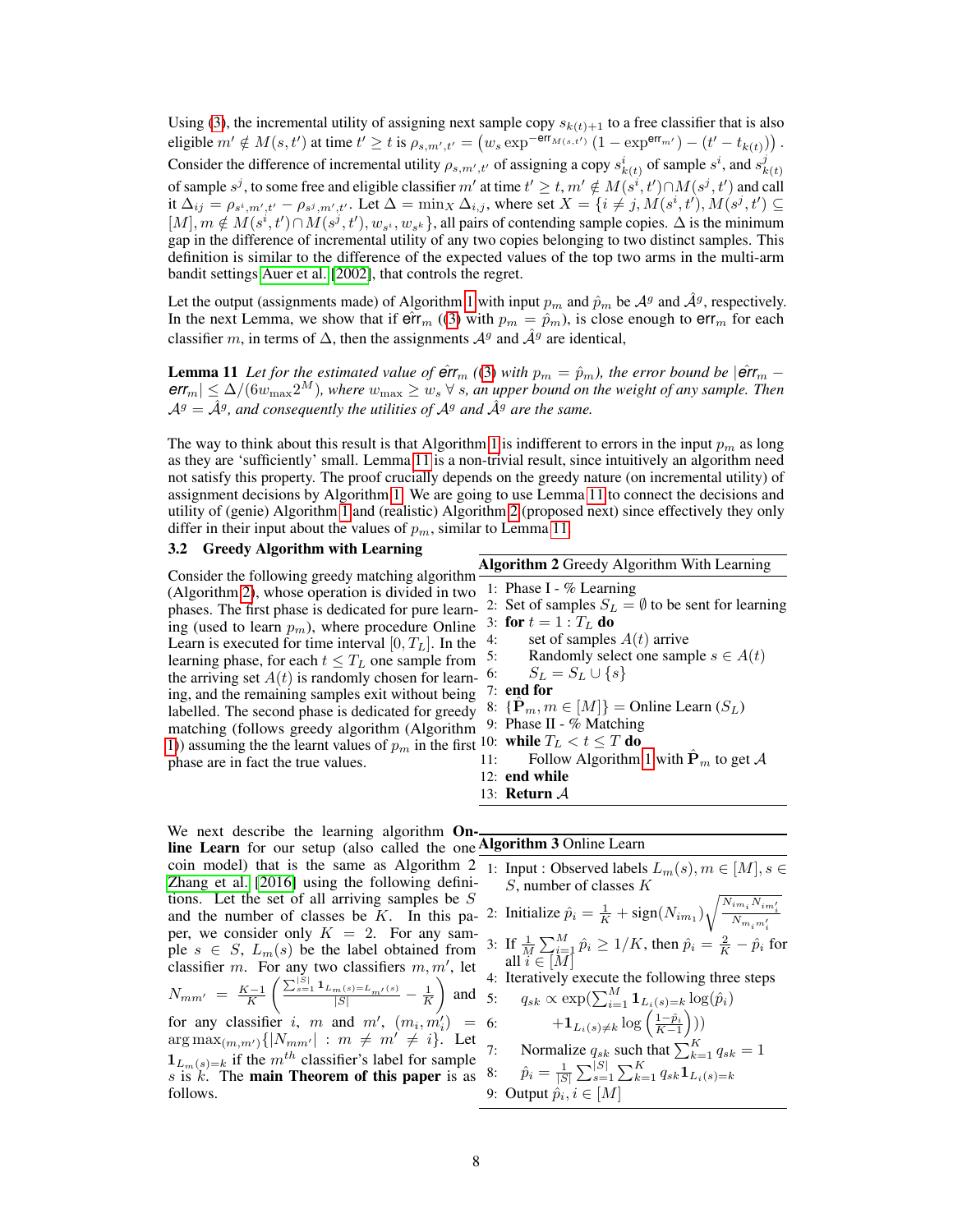Using (3), the incremental utility of assigning next sample copy $s_{k(t)+1}$ to a free classifier that is also eligible $m' \notin M(s, t')$ at time $t' \geq t$ is $\rho_{s,m',t'} = \left(w_s \exp^{-\mathsf{err}_{M(s,t')}} (1 - \exp^{\mathsf{err}_{m'}}) - (t' - t_{k(t)})\right)$. Consider the difference of incremental utility $\rho_{s,m',t'}$ of assigning a copy $s^i_{k(t)}$ of sample $s^i$, and $s^j_{k(t)}$ of sample $s^j$, to some free and eligible classifier $m'$ at time $t' \geq t, m' \notin M(s^i, t') \cap M(s^j, t')$ and call it $\Delta_{ij} = \rho_{s^i,m',t'} - \rho_{s^j,m',t'}$. Let $\Delta = \min_X \Delta_{i,j}$, where set $X = \{i \neq j, M(s^i, t'), M(s^j, t') \subseteq [M], m \notin M(s^i, t') \cap M(s^j, t'), w_{s^i}, w_{s^k}\}$, all pairs of contending sample copies. $\Delta$ is the minimum gap in the difference of incremental utility of any two copies belonging to two distinct samples. This definition is similar to the difference of the expected values of the top two arms in the multi-arm bandit settings Auer et al. [2002], that controls the regret.

Let the output (assignments made) of Algorithm 1 with input $p_m$ and $\hat{p}_m$ be $\mathcal{A}^g$ and $\hat{\mathcal{A}}^g$, respectively. In the next Lemma, we show that if $\hat{\mathsf{err}}_m$ ((3) with $p_m = \hat{p}_m$), is close enough to $\mathsf{err}_m$ for each classifier $m$, in terms of $\Delta$, then the assignments $\mathcal{A}^g$ and $\hat{\mathcal{A}}^g$ are identical,

**Lemma 11** *Let for the estimated value of $\hat{\mathsf{err}}_m$ ((3) with $p_m = \hat{p}_m$), the error bound be $|\hat{\mathsf{err}}_m - \mathsf{err}_m| \leq \Delta/(6 w_{\max} 2^M)$, where $w_{\max} \geq w_s \ \forall \ s$, an upper bound on the weight of any sample. Then $\mathcal{A}^g = \hat{\mathcal{A}}^g$, and consequently the utilities of $\mathcal{A}^g$ and $\hat{\mathcal{A}}^g$ are the same.*

The way to think about this result is that Algorithm 1 is indifferent to errors in the input $p_m$ as long as they are 'sufficiently' small. Lemma 11 is a non-trivial result, since intuitively an algorithm need not satisfy this property. The proof crucially depends on the greedy nature (on incremental utility) of assignment decisions by Algorithm 1. We are going to use Lemma 11 to connect the decisions and utility of (genie) Algorithm 1 and (realistic) Algorithm 2 (proposed next) since effectively they only differ in their input about the values of $p_m$, similar to Lemma 11.

### 3.2 Greedy Algorithm with Learning

Consider the following greedy matching algorithm (Algorithm 2), whose operation is divided in two phases. The first phase is dedicated for pure learning (used to learn $p_m$), where procedure Online Learn is executed for time interval $[0, T_L]$. In the learning phase, for each $t \leq T_L$ one sample from the arriving set $A(t)$ is randomly chosen for learning, and the remaining samples exit without being labelled. The second phase is dedicated for greedy matching (follows greedy algorithm (Algorithm 1)) assuming the the learnt values of $p_m$ in the first phase are in fact the true values.

**Algorithm 2** Greedy Algorithm With Learning

1: Phase I - % Learning
2: Set of samples $S_L = \emptyset$ to be sent for learning
3: **for** $t = 1 : T_L$ **do**
4: set of samples $A(t)$ arrive
5: Randomly select one sample $s \in A(t)$
6: $S_L = S_L \cup \{s\}$
7: **end for**
8: $\{\hat{\mathbf{P}}_m, m \in [M]\}$ = Online Learn $(S_L)$
9: Phase II - % Matching
10: **while** $T_L < t \leq T$ **do**
11: Follow Algorithm 1 with $\hat{\mathbf{P}}_m$ to get $\mathcal{A}$
12: **end while**
13: **Return** $\mathcal{A}$

We next describe the learning algorithm **Online Learn** for our setup (also called the one coin model) that is the same as Algorithm 2 Zhang et al. [2016] using the following definitions. Let the set of all arriving samples be $S$ and the number of classes be $K$. In this paper, we consider only $K = 2$. For any sample $s \in S$, $L_m(s)$ be the label obtained from classifier $m$. For any two classifiers $m, m'$, let $N_{mm'} = \frac{K-1}{K}\left(\frac{\sum_{s=1}^{|S|} \mathbf{1}_{L_m(s)=L_{m'}(s)}}{|S|} - \frac{1}{K}\right)$ and for any classifier $i$, $m$ and $m'$, $(m_i, m_i') = \arg\max_{(m,m')}\{|N_{mm'}| : m \neq m' \neq i\}$. Let $\mathbf{1}_{L_m(s)=k}$ if the $m^{th}$ classifier's label for sample $s$ is $k$. The **main Theorem of this paper** is as follows.

**Algorithm 3** Online Learn

1: Input : Observed labels $L_m(s), m \in [M], s \in S$, number of classes $K$
2: Initialize $\hat{p}_i = \frac{1}{K} + \text{sign}(N_{im_1})\sqrt{\frac{N_{im_i}N_{im_i'}}{N_{m_i m_i'}}}$
3: If $\frac{1}{M}\sum_{i=1}^M \hat{p}_i \geq 1/K$, then $\hat{p}_i = \frac{2}{K} - \hat{p}_i$ for all $i \in [M]$
4: Iteratively execute the following three steps
5: $q_{sk} \propto \exp(\sum_{i=1}^M \mathbf{1}_{L_i(s)=k}\log(\hat{p}_i)$
6: $+\mathbf{1}_{L_i(s)\neq k}\log\left(\frac{1-\hat{p}_i}{K-1}\right))$
7: Normalize $q_{sk}$ such that $\sum_{k=1}^K q_{sk} = 1$
8: $\hat{p}_i = \frac{1}{|S|}\sum_{s=1}^{|S|}\sum_{k=1}^K q_{sk}\mathbf{1}_{L_i(s)=k}$
9: Output $\hat{p}_i, i \in [M]$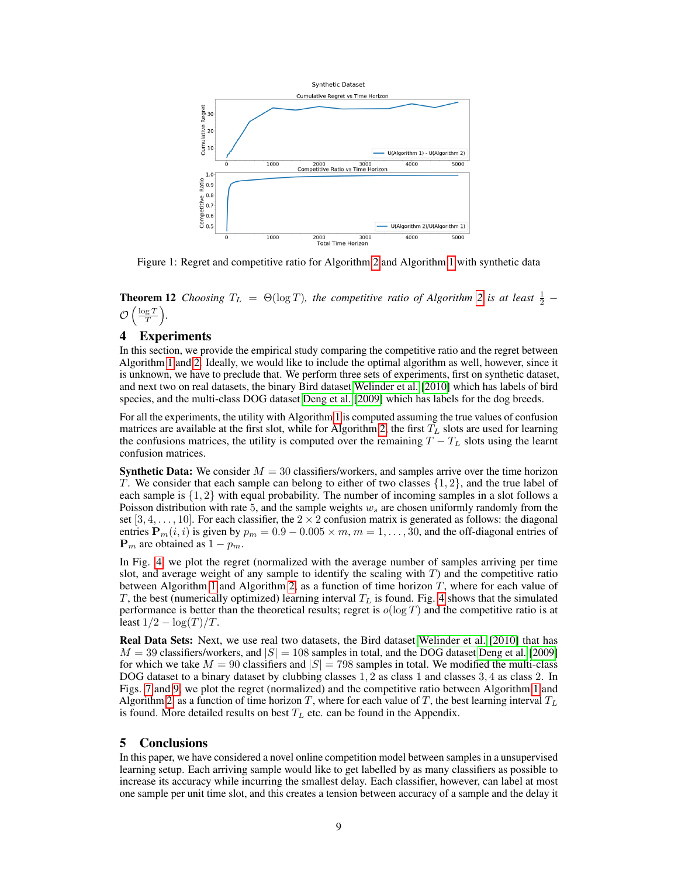Figure 1: Regret and competitive ratio for Algorithm 2 and Algorithm 1 with synthetic data

**Theorem 12** *Choosing $T_L = \Theta(\log T)$, the competitive ratio of Algorithm 2 is at least $\frac{1}{2} - \mathcal{O}\left(\frac{\log T}{T}\right)$.*

## 4 Experiments

In this section, we provide the empirical study comparing the competitive ratio and the regret between Algorithm 1 and 2. Ideally, we would like to include the optimal algorithm as well, however, since it is unknown, we have to preclude that. We perform three sets of experiments, first on synthetic dataset, and next two on real datasets, the binary Bird dataset Welinder et al. [2010] which has labels of bird species, and the multi-class DOG dataset Deng et al. [2009] which has labels for the dog breeds.

For all the experiments, the utility with Algorithm 1 is computed assuming the true values of confusion matrices are available at the first slot, while for Algorithm 2, the first $T_L$ slots are used for learning the confusions matrices, the utility is computed over the remaining $T - T_L$ slots using the learnt confusion matrices.

**Synthetic Data:** We consider $M = 30$ classifiers/workers, and samples arrive over the time horizon $T$. We consider that each sample can belong to either of two classes $\{1, 2\}$, and the true label of each sample is $\{1, 2\}$ with equal probability. The number of incoming samples in a slot follows a Poisson distribution with rate 5, and the sample weights $w_s$ are chosen uniformly randomly from the set $[3, 4, \dots, 10]$. For each classifier, the $2 \times 2$ confusion matrix is generated as follows: the diagonal entries $\mathbf{P}_m(i, i)$ is given by $p_m = 0.9 - 0.005 \times m$, $m = 1, \dots, 30$, and the off-diagonal entries of $\mathbf{P}_m$ are obtained as $1 - p_m$.

In Fig. 4, we plot the regret (normalized with the average number of samples arriving per time slot, and average weight of any sample to identify the scaling with $T$) and the competitive ratio between Algorithm 1 and Algorithm 2, as a function of time horizon $T$, where for each value of $T$, the best (numerically optimized) learning interval $T_L$ is found. Fig. 4 shows that the simulated performance is better than the theoretical results; regret is $o(\log T)$ and the competitive ratio is at least $1/2 - \log(T)/T$.

**Real Data Sets:** Next, we use real two datasets, the Bird dataset Welinder et al. [2010] that has $M = 39$ classifiers/workers, and $|S| = 108$ samples in total, and the DOG dataset Deng et al. [2009] for which we take $M = 90$ classifiers and $|S| = 798$ samples in total. We modified the multi-class DOG dataset to a binary dataset by clubbing classes $1, 2$ as class 1 and classes $3, 4$ as class 2. In Figs. 7 and 9, we plot the regret (normalized) and the competitive ratio between Algorithm 1 and Algorithm 2, as a function of time horizon $T$, where for each value of $T$, the best learning interval $T_L$ is found. More detailed results on best $T_L$ etc. can be found in the Appendix.

## 5 Conclusions

In this paper, we have considered a novel online competition model between samples in a unsupervised learning setup. Each arriving sample would like to get labelled by as many classifiers as possible to increase its accuracy while incurring the smallest delay. Each classifier, however, can label at most one sample per unit time slot, and this creates a tension between accuracy of a sample and the delay it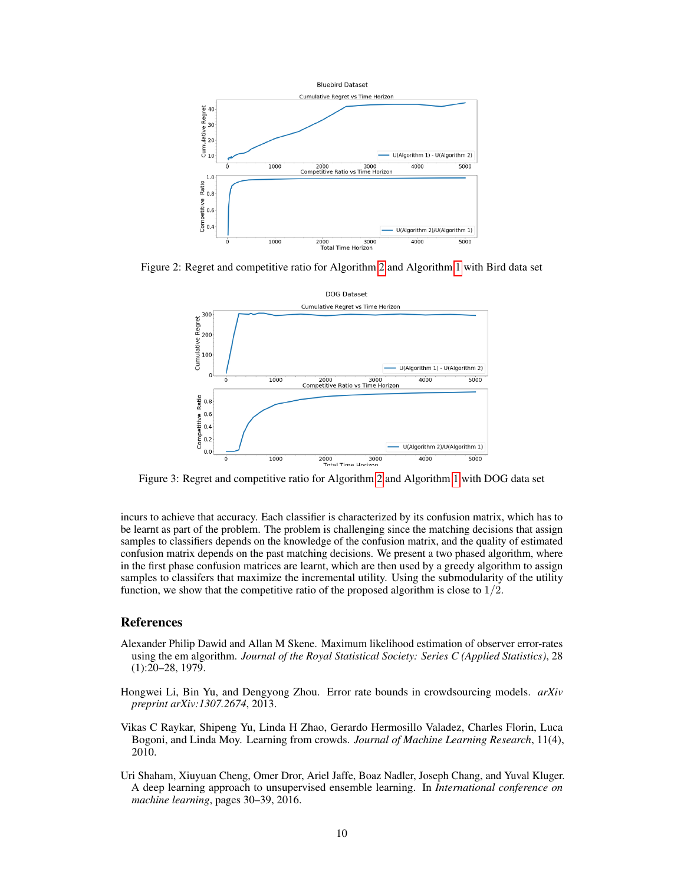Figure 2: Regret and competitive ratio for Algorithm 2 and Algorithm 1 with Bird data set

Figure 3: Regret and competitive ratio for Algorithm 2 and Algorithm 1 with DOG data set

incurs to achieve that accuracy. Each classifier is characterized by its confusion matrix, which has to be learnt as part of the problem. The problem is challenging since the matching decisions that assign samples to classifiers depends on the knowledge of the confusion matrix, and the quality of estimated confusion matrix depends on the past matching decisions. We present a two phased algorithm, where in the first phase confusion matrices are learnt, which are then used by a greedy algorithm to assign samples to classifers that maximize the incremental utility. Using the submodularity of the utility function, we show that the competitive ratio of the proposed algorithm is close to $1/2$.

## References

Alexander Philip Dawid and Allan M Skene. Maximum likelihood estimation of observer error-rates using the em algorithm. *Journal of the Royal Statistical Society: Series C (Applied Statistics)*, 28 (1):20–28, 1979.

Hongwei Li, Bin Yu, and Dengyong Zhou. Error rate bounds in crowdsourcing models. *arXiv preprint arXiv:1307.2674*, 2013.

Vikas C Raykar, Shipeng Yu, Linda H Zhao, Gerardo Hermosillo Valadez, Charles Florin, Luca Bogoni, and Linda Moy. Learning from crowds. *Journal of Machine Learning Research*, 11(4), 2010.

Uri Shaham, Xiuyuan Cheng, Omer Dror, Ariel Jaffe, Boaz Nadler, Joseph Chang, and Yuval Kluger. A deep learning approach to unsupervised ensemble learning. In *International conference on machine learning*, pages 30–39, 2016.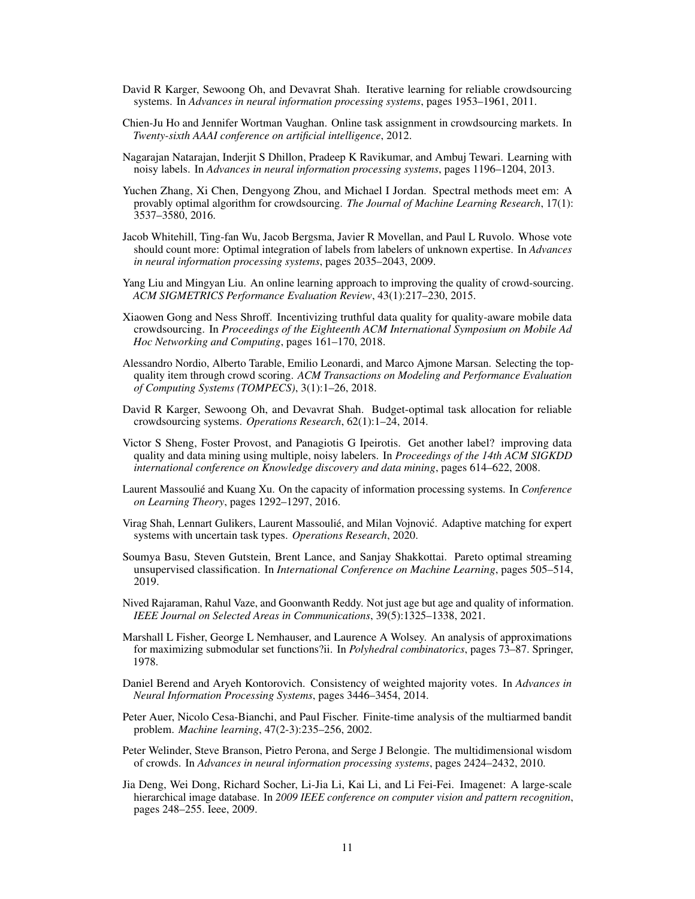David R Karger, Sewoong Oh, and Devavrat Shah. Iterative learning for reliable crowdsourcing systems. In *Advances in neural information processing systems*, pages 1953–1961, 2011.

Chien-Ju Ho and Jennifer Wortman Vaughan. Online task assignment in crowdsourcing markets. In *Twenty-sixth AAAI conference on artificial intelligence*, 2012.

Nagarajan Natarajan, Inderjit S Dhillon, Pradeep K Ravikumar, and Ambuj Tewari. Learning with noisy labels. In *Advances in neural information processing systems*, pages 1196–1204, 2013.

Yuchen Zhang, Xi Chen, Dengyong Zhou, and Michael I Jordan. Spectral methods meet em: A provably optimal algorithm for crowdsourcing. *The Journal of Machine Learning Research*, 17(1): 3537–3580, 2016.

Jacob Whitehill, Ting-fan Wu, Jacob Bergsma, Javier R Movellan, and Paul L Ruvolo. Whose vote should count more: Optimal integration of labels from labelers of unknown expertise. In *Advances in neural information processing systems*, pages 2035–2043, 2009.

Yang Liu and Mingyan Liu. An online learning approach to improving the quality of crowd-sourcing. *ACM SIGMETRICS Performance Evaluation Review*, 43(1):217–230, 2015.

Xiaowen Gong and Ness Shroff. Incentivizing truthful data quality for quality-aware mobile data crowdsourcing. In *Proceedings of the Eighteenth ACM International Symposium on Mobile Ad Hoc Networking and Computing*, pages 161–170, 2018.

Alessandro Nordio, Alberto Tarable, Emilio Leonardi, and Marco Ajmone Marsan. Selecting the top-quality item through crowd scoring. *ACM Transactions on Modeling and Performance Evaluation of Computing Systems (TOMPECS)*, 3(1):1–26, 2018.

David R Karger, Sewoong Oh, and Devavrat Shah. Budget-optimal task allocation for reliable crowdsourcing systems. *Operations Research*, 62(1):1–24, 2014.

Victor S Sheng, Foster Provost, and Panagiotis G Ipeirotis. Get another label? improving data quality and data mining using multiple, noisy labelers. In *Proceedings of the 14th ACM SIGKDD international conference on Knowledge discovery and data mining*, pages 614–622, 2008.

Laurent Massoulié and Kuang Xu. On the capacity of information processing systems. In *Conference on Learning Theory*, pages 1292–1297, 2016.

Virag Shah, Lennart Gulikers, Laurent Massoulié, and Milan Vojnović. Adaptive matching for expert systems with uncertain task types. *Operations Research*, 2020.

Soumya Basu, Steven Gutstein, Brent Lance, and Sanjay Shakkottai. Pareto optimal streaming unsupervised classification. In *International Conference on Machine Learning*, pages 505–514, 2019.

Nived Rajaraman, Rahul Vaze, and Goonwanth Reddy. Not just age but age and quality of information. *IEEE Journal on Selected Areas in Communications*, 39(5):1325–1338, 2021.

Marshall L Fisher, George L Nemhauser, and Laurence A Wolsey. An analysis of approximations for maximizing submodular set functions?ii. In *Polyhedral combinatorics*, pages 73–87. Springer, 1978.

Daniel Berend and Aryeh Kontorovich. Consistency of weighted majority votes. In *Advances in Neural Information Processing Systems*, pages 3446–3454, 2014.

Peter Auer, Nicolo Cesa-Bianchi, and Paul Fischer. Finite-time analysis of the multiarmed bandit problem. *Machine learning*, 47(2-3):235–256, 2002.

Peter Welinder, Steve Branson, Pietro Perona, and Serge J Belongie. The multidimensional wisdom of crowds. In *Advances in neural information processing systems*, pages 2424–2432, 2010.

Jia Deng, Wei Dong, Richard Socher, Li-Jia Li, Kai Li, and Li Fei-Fei. Imagenet: A large-scale hierarchical image database. In *2009 IEEE conference on computer vision and pattern recognition*, pages 248–255. Ieee, 2009.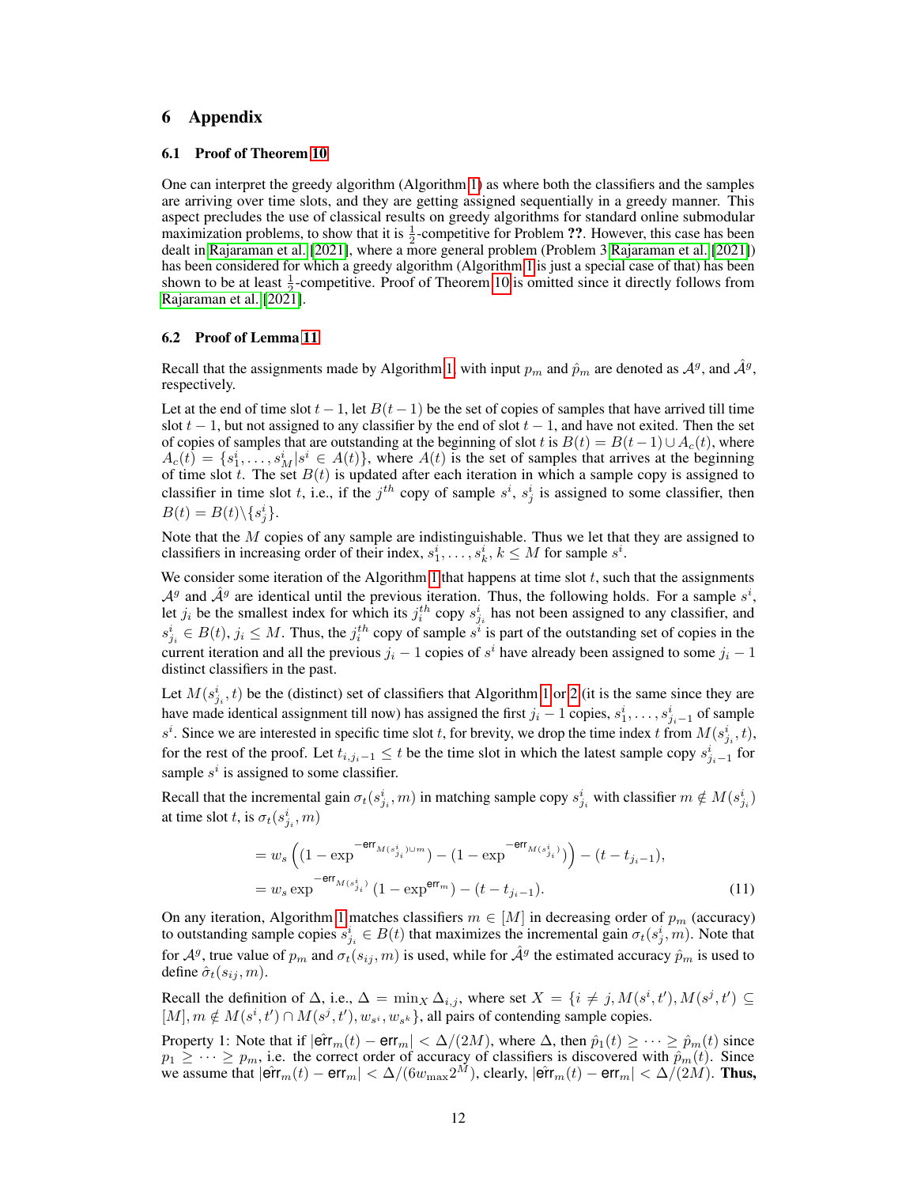# 6 Appendix

## 6.1 Proof of Theorem 10

One can interpret the greedy algorithm (Algorithm 1) as where both the classifiers and the samples are arriving over time slots, and they are getting assigned sequentially in a greedy manner. This aspect precludes the use of classical results on greedy algorithms for standard online submodular maximization problems, to show that it is $\frac{1}{2}$-competitive for Problem **??**. However, this case has been dealt in Rajaraman et al. [2021], where a more general problem (Problem 3 Rajaraman et al. [2021]) has been considered for which a greedy algorithm (Algorithm 1 is just a special case of that) has been shown to be at least $\frac{1}{2}$-competitive. Proof of Theorem 10 is omitted since it directly follows from Rajaraman et al. [2021].

## 6.2 Proof of Lemma 11

Recall that the assignments made by Algorithm 1, with input $p_m$ and $\hat{p}_m$ are denoted as $\mathcal{A}^g$, and $\hat{\mathcal{A}}^g$, respectively.

Let at the end of time slot $t-1$, let $B(t-1)$ be the set of copies of samples that have arrived till time slot $t-1$, but not assigned to any classifier by the end of slot $t-1$, and have not exited. Then the set of copies of samples that are outstanding at the beginning of slot $t$ is $B(t) = B(t-1) \cup A_c(t)$, where $A_c(t) = \{s_1^i, \dots, s_M^i | s^i \in A(t)\}$, where $A(t)$ is the set of samples that arrives at the beginning of time slot $t$. The set $B(t)$ is updated after each iteration in which a sample copy is assigned to classifier in time slot $t$, i.e., if the $j^{th}$ copy of sample $s^i$, $s_j^i$ is assigned to some classifier, then $B(t) = B(t) \backslash \{s_j^i\}$.

Note that the $M$ copies of any sample are indistinguishable. Thus we let that they are assigned to classifiers in increasing order of their index, $s_1^i, \dots, s_k^i$, $k \le M$ for sample $s^i$.

We consider some iteration of the Algorithm 1 that happens at time slot $t$, such that the assignments $\mathcal{A}^g$ and $\hat{\mathcal{A}}^g$ are identical until the previous iteration. Thus, the following holds. For a sample $s^i$, let $j_i$ be the smallest index for which its $j_i^{th}$ copy $s_{j_i}^i$ has not been assigned to any classifier, and $s_{j_i}^i \in B(t)$, $j_i \le M$. Thus, the $j_i^{th}$ copy of sample $s^i$ is part of the outstanding set of copies in the current iteration and all the previous $j_i - 1$ copies of $s^i$ have already been assigned to some $j_i - 1$ distinct classifiers in the past.

Let $M(s_{j_i}^i, t)$ be the (distinct) set of classifiers that Algorithm 1 or 2 (it is the same since they are have made identical assignment till now) has assigned the first $j_i - 1$ copies, $s_1^i, \dots, s_{j_i-1}^i$ of sample $s^i$. Since we are interested in specific time slot $t$, for brevity, we drop the time index $t$ from $M(s_{j_i}^i, t)$, for the rest of the proof. Let $t_{i,j_i-1} \le t$ be the time slot in which the latest sample copy $s_{j_i-1}^i$ for sample $s^i$ is assigned to some classifier.

Recall that the incremental gain $\sigma_t(s_{j_i}^i, m)$ in matching sample copy $s_{j_i}^i$ with classifier $m \notin M(s_{j_i}^i)$ at time slot $t$, is $\sigma_t(s_{j_i}^i, m)$

$$
\begin{aligned}
&= w_s \left( (1 - \exp^{-\mathsf{err}_{M(s_{j_i}^i) \cup m}}) - (1 - \exp^{-\mathsf{err}_{M(s_{j_i}^i)}}) \right) - (t - t_{j_i - 1}), \\
&= w_s \exp^{-\mathsf{err}_{M(s_{j_i}^i)}} (1 - \exp^{\mathsf{err}_m}) - (t - t_{j_i - 1}). \qquad (11)
\end{aligned}
$$

On any iteration, Algorithm 1 matches classifiers $m \in [M]$ in decreasing order of $p_m$ (accuracy) to outstanding sample copies $s_{j_i}^i \in B(t)$ that maximizes the incremental gain $\sigma_t(s_j^i, m)$. Note that for $\mathcal{A}^g$, true value of $p_m$ and $\sigma_t(s_{ij}, m)$ is used, while for $\hat{\mathcal{A}}^g$ the estimated accuracy $\hat{p}_m$ is used to define $\hat{\sigma}_t(s_{ij}, m)$.

Recall the definition of $\Delta$, i.e., $\Delta = \min_X \Delta_{i,j}$, where set $X = \{i \ne j, M(s^i, t'), M(s^j, t') \subseteq [M], m \notin M(s^i, t') \cap M(s^j, t'), w_{s^i}, w_{s^k}\}$, all pairs of contending sample copies.

Property 1: Note that if $|\hat{\mathsf{err}}_m(t) - \mathsf{err}_m| < \Delta/(2M)$, where $\Delta$, then $\hat{p}_1(t) \ge \dots \ge \hat{p}_m(t)$ since $p_1 \ge \dots \ge p_m$, i.e. the correct order of accuracy of classifiers is discovered with $\hat{p}_m(t)$. Since we assume that $|\hat{\mathsf{err}}_m(t) - \mathsf{err}_m| < \Delta/(6 w_{\max} 2^M)$, clearly, $|\hat{\mathsf{err}}_m(t) - \mathsf{err}_m| < \Delta/(2M)$. **Thus,**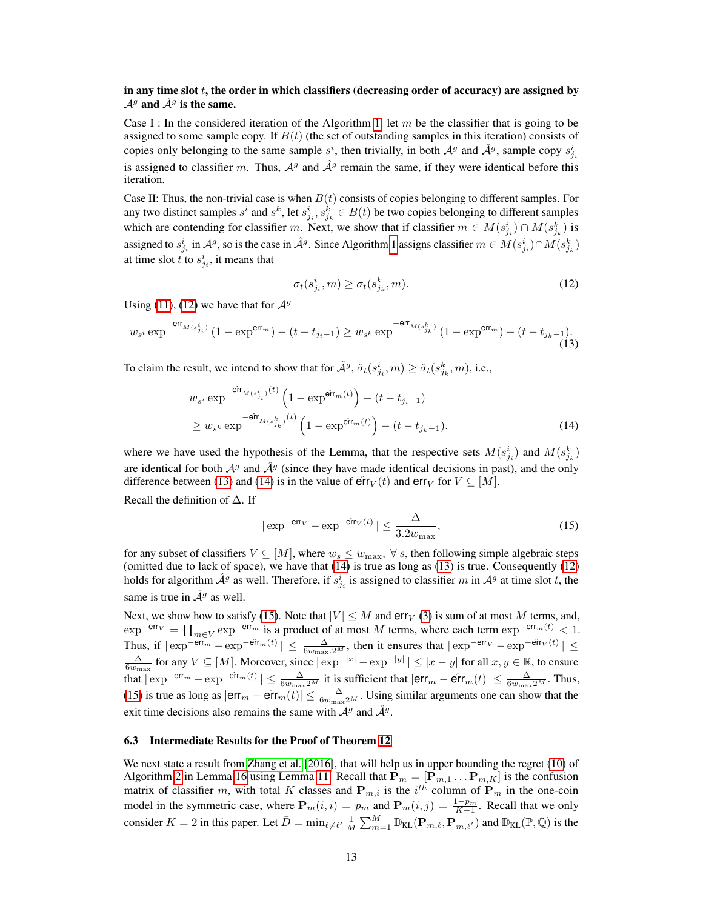**in any time slot $t$, the order in which classifiers (decreasing order of accuracy) are assigned by $\mathcal{A}^g$ and $\hat{\mathcal{A}}^g$ is the same.**

Case I : In the considered iteration of the Algorithm 1, let $m$ be the classifier that is going to be assigned to some sample copy. If $B(t)$ (the set of outstanding samples in this iteration) consists of copies only belonging to the same sample $s^i$, then trivially, in both $\mathcal{A}^g$ and $\hat{\mathcal{A}}^g$, sample copy $s^i_{j_i}$ is assigned to classifier $m$. Thus, $\mathcal{A}^g$ and $\hat{\mathcal{A}}^g$ remain the same, if they were identical before this iteration.

Case II: Thus, the non-trivial case is when $B(t)$ consists of copies belonging to different samples. For any two distinct samples $s^i$ and $s^k$, let $s^i_{j_i}, s^k_{j_k} \in B(t)$ be two copies belonging to different samples which are contending for classifier $m$. Next, we show that if classifier $m \in M(s^i_{j_i}) \cap M(s^k_{j_k})$ is assigned to $s^i_{j_i}$ in $\mathcal{A}^g$, so is the case in $\hat{\mathcal{A}}^g$. Since Algorithm 1 assigns classifier $m \in M(s^i_{j_i}) \cap M(s^k_{j_k})$ at time slot $t$ to $s^i_{j_i}$, it means that

$$\sigma_t(s^i_{j_i}, m) \geq \sigma_t(s^k_{j_k}, m). \tag{12}$$

Using (11), (12) we have that for $\mathcal{A}^g$

$$w_{s^i} \exp^{-\mathsf{err}_{M(s^i_{j_i})}} (1 - \exp^{\mathsf{err}_m}) - (t - t_{j_i - 1}) \geq w_{s^k} \exp^{-\mathsf{err}_{M(s^k_{j_k})}} (1 - \exp^{\mathsf{err}_m}) - (t - t_{j_k - 1}). \tag{13}$$

To claim the result, we intend to show that for $\hat{\mathcal{A}}^g$, $\hat{\sigma}_t(s^i_{j_i}, m) \geq \hat{\sigma}_t(s^k_{j_k}, m)$, i.e.,

$$\begin{aligned} & w_{s^i} \exp^{-\hat{\mathsf{err}}_{M(s^i_{j_i})}(t)} \left(1 - \exp^{\hat{\mathsf{err}}_m(t)}\right) - (t - t_{j_i - 1}) \\ & \geq w_{s^k} \exp^{-\hat{\mathsf{err}}_{M(s^k_{j_k})}(t)} \left(1 - \exp^{\hat{\mathsf{err}}_m(t)}\right) - (t - t_{j_k - 1}). \end{aligned} \tag{14}$$

where we have used the hypothesis of the Lemma, that the respective sets $M(s^i_{j_i})$ and $M(s^k_{j_k})$ are identical for both $\mathcal{A}^g$ and $\hat{\mathcal{A}}^g$ (since they have made identical decisions in past), and the only difference between (13) and (14) is in the value of $\hat{\mathsf{err}}_V(t)$ and $\mathsf{err}_V$ for $V \subseteq [M]$.

Recall the definition of $\Delta$. If

$$|\exp^{-\mathsf{err}_V} - \exp^{-\hat{\mathsf{err}}_V(t)}| \leq \frac{\Delta}{3.2 w_{\max}}, \tag{15}$$

for any subset of classifiers $V \subseteq [M]$, where $w_s \leq w_{\max}, \ \forall \ s$, then following simple algebraic steps (omitted due to lack of space), we have that (14) is true as long as (13) is true. Consequently (12) holds for algorithm $\hat{\mathcal{A}}^g$ as well. Therefore, if $s^i_{j_i}$ is assigned to classifier $m$ in $\mathcal{A}^g$ at time slot $t$, the same is true in $\hat{\mathcal{A}}^g$ as well.

Next, we show how to satisfy (15). Note that $|V| \leq M$ and $\mathsf{err}_V$ (3) is sum of at most $M$ terms, and, $\exp^{-\mathsf{err}_V} = \prod_{m \in V} \exp^{-\mathsf{err}_m}$ is a product of at most $M$ terms, where each term $\exp^{-\mathsf{err}_m(t)} < 1$. Thus, if $|\exp^{-\mathsf{err}_m} - \exp^{-\hat{\mathsf{err}}_m(t)}| \leq \frac{\Delta}{6 w_{\max} \cdot 2^M}$, then it ensures that $|\exp^{-\mathsf{err}_V} - \exp^{-\hat{\mathsf{err}}_V(t)}| \leq \frac{\Delta}{6 w_{\max}}$ for any $V \subseteq [M]$. Moreover, since $|\exp^{-|x|} - \exp^{-|y|}| \leq |x - y|$ for all $x, y \in \mathbb{R}$, to ensure that $|\exp^{-\mathsf{err}_m} - \exp^{-\hat{\mathsf{err}}_m(t)}| \leq \frac{\Delta}{6 w_{\max} 2^M}$ it is sufficient that $|\mathsf{err}_m - \hat{\mathsf{err}}_m(t)| \leq \frac{\Delta}{6 w_{\max} 2^M}$. Thus, (15) is true as long as $|\mathsf{err}_m - \hat{\mathsf{err}}_m(t)| \leq \frac{\Delta}{6 w_{\max} 2^M}$. Using similar arguments one can show that the exit time decisions also remains the same with $\mathcal{A}^g$ and $\hat{\mathcal{A}}^g$.

### 6.3 Intermediate Results for the Proof of Theorem 12

We next state a result from Zhang et al. [2016], that will help us in upper bounding the regret (10) of Algorithm 2 in Lemma 16 using Lemma 11. Recall that $\mathbf{P}_m = [\mathbf{P}_{m,1} \ldots \mathbf{P}_{m,K}]$ is the confusion matrix of classifier $m$, with total $K$ classes and $\mathbf{P}_{m,i}$ is the $i^{th}$ column of $\mathbf{P}_m$ in the one-coin model in the symmetric case, where $\mathbf{P}_m(i,i) = p_m$ and $\mathbf{P}_m(i,j) = \frac{1-p_m}{K-1}$. Recall that we only consider $K = 2$ in this paper. Let $\bar{D} = \min_{\ell \neq \ell'} \frac{1}{M} \sum_{m=1}^{M} \mathbb{D}_{\text{KL}}(\mathbf{P}_{m,\ell}, \mathbf{P}_{m,\ell'})$ and $\mathbb{D}_{\text{KL}}(\mathbb{P}, \mathbb{Q})$ is the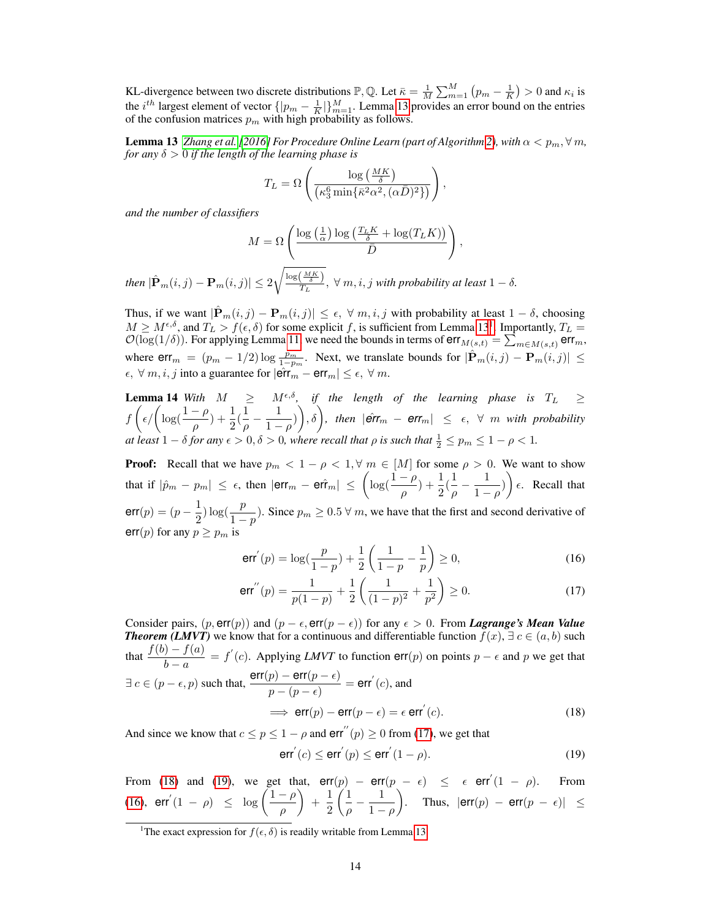KL-divergence between two discrete distributions $\mathbb{P}, \mathbb{Q}$. Let $\bar{\kappa} = \frac{1}{M}\sum_{m=1}^{M}\left(p_m - \frac{1}{K}\right) > 0$ and $\kappa_i$ is the $i^{th}$ largest element of vector $\{|p_m - \frac{1}{K}|\}_{m=1}^{M}$. Lemma 13 provides an error bound on the entries of the confusion matrices $p_m$ with high probability as follows.

**Lemma 13** *[Zhang et al. [2016] For Procedure Online Learn (part of Algorithm 2), with $\alpha < p_m, \forall\, m$, for any $\delta > 0$ if the length of the learning phase is*

$$T_L = \Omega\left(\frac{\log\left(\frac{MK}{\delta}\right)}{\left(\kappa_3^6 \min\{\bar{\kappa}^2\alpha^2, (\alpha\bar{D})^2\}\right)}\right),$$

*and the number of classifiers*

$$M = \Omega\left(\frac{\log\left(\frac{1}{\alpha}\right)\log\left(\frac{T_L K}{\delta} + \log(T_L K)\right)}{\bar{D}}\right),$$

*then $|\hat{\mathbf{P}}_m(i,j) - \mathbf{P}_m(i,j)| \leq 2\sqrt{\frac{\log\left(\frac{MK}{\delta}\right)}{T_L}}$, $\forall\, m, i, j$ with probability at least $1-\delta$.*

Thus, if we want $|\hat{\mathbf{P}}_m(i,j) - \mathbf{P}_m(i,j)| \leq \epsilon,\ \forall\, m, i, j$ with probability at least $1-\delta$, choosing $M \geq M^{\epsilon,\delta}$, and $T_L > f(\epsilon, \delta)$ for some explicit $f$, is sufficient from Lemma 13[1]. Importantly, $T_L = \mathcal{O}(\log(1/\delta))$. For applying Lemma 11, we need the bounds in terms of $\mathsf{err}_{M(s,t)} = \sum_{m \in M(s,t)} \mathsf{err}_m$, where $\mathsf{err}_m = (p_m - 1/2)\log\frac{p_m}{1-p_m}$. Next, we translate bounds for $|\hat{\mathbf{P}}_m(i,j) - \mathbf{P}_m(i,j)| \leq \epsilon,\ \forall\, m, i, j$ into a guarantee for $|\hat{\mathsf{err}}_m - \mathsf{err}_m| \leq \epsilon,\ \forall\, m$.

**Lemma 14** *With $M \geq M^{\epsilon,\delta}$, if the length of the learning phase is $T_L \geq f\left(\epsilon/\left(\log(\frac{1-\rho}{\rho}) + \frac{1}{2}(\frac{1}{\rho} - \frac{1}{1-\rho})\right), \delta\right)$, then $|\hat{\mathsf{err}}_m - \mathsf{err}_m| \leq \epsilon,\ \forall\, m$ with probability at least $1-\delta$ for any $\epsilon > 0, \delta > 0$, where recall that $\rho$ is such that $\frac{1}{2} \leq p_m \leq 1-\rho < 1$.*

**Proof:** Recall that we have $p_m < 1-\rho < 1, \forall\, m \in [M]$ for some $\rho > 0$. We want to show that if $|\hat{p}_m - p_m| \leq \epsilon$, then $|\mathsf{err}_m - \hat{\mathsf{err}}_m| \leq \left(\log(\frac{1-\rho}{\rho}) + \frac{1}{2}(\frac{1}{\rho} - \frac{1}{1-\rho})\right)\epsilon$. Recall that $\mathsf{err}(p) = (p - \frac{1}{2})\log(\frac{p}{1-p})$. Since $p_m \geq 0.5\ \forall\, m$, we have that the first and second derivative of $\mathsf{err}(p)$ for any $p \geq p_m$ is

$$\mathsf{err}^{'}(p) = \log(\frac{p}{1-p}) + \frac{1}{2}\left(\frac{1}{1-p} - \frac{1}{p}\right) \geq 0, \tag{16}$$

$$\mathsf{err}^{''}(p) = \frac{1}{p(1-p)} + \frac{1}{2}\left(\frac{1}{(1-p)^2} + \frac{1}{p^2}\right) \geq 0. \tag{17}$$

Consider pairs, $(p, \mathsf{err}(p))$ and $(p-\epsilon, \mathsf{err}(p-\epsilon))$ for any $\epsilon > 0$. From ***Lagrange's Mean Value Theorem (LMVT)*** we know that for a continuous and differentiable function $f(x)$, $\exists\, c \in (a,b)$ such that $\dfrac{f(b)-f(a)}{b-a} = f^{'}(c)$. Applying *LMVT* to function $\mathsf{err}(p)$ on points $p-\epsilon$ and $p$ we get that $\exists\, c \in (p-\epsilon, p)$ such that, $\dfrac{\mathsf{err}(p) - \mathsf{err}(p-\epsilon)}{p-(p-\epsilon)} = \mathsf{err}^{'}(c)$, and

$$\implies \mathsf{err}(p) - \mathsf{err}(p-\epsilon) = \epsilon\, \mathsf{err}^{'}(c). \tag{18}$$

And since we know that $c \leq p \leq 1-\rho$ and $\mathsf{err}^{''}(p) \geq 0$ from (17), we get that

$$\mathsf{err}^{'}(c) \leq \mathsf{err}^{'}(p) \leq \mathsf{err}^{'}(1-\rho). \tag{19}$$

From (18) and (19), we get that, $\mathsf{err}(p) - \mathsf{err}(p-\epsilon) \leq \epsilon\ \mathsf{err}^{'}(1-\rho)$. From (16), $\mathsf{err}^{'}(1-\rho) \leq \log\left(\frac{1-\rho}{\rho}\right) + \frac{1}{2}\left(\frac{1}{\rho} - \frac{1}{1-\rho}\right)$. Thus, $|\mathsf{err}(p) - \mathsf{err}(p-\epsilon)| \leq$

[1] The exact expression for $f(\epsilon, \delta)$ is readily writable from Lemma 13.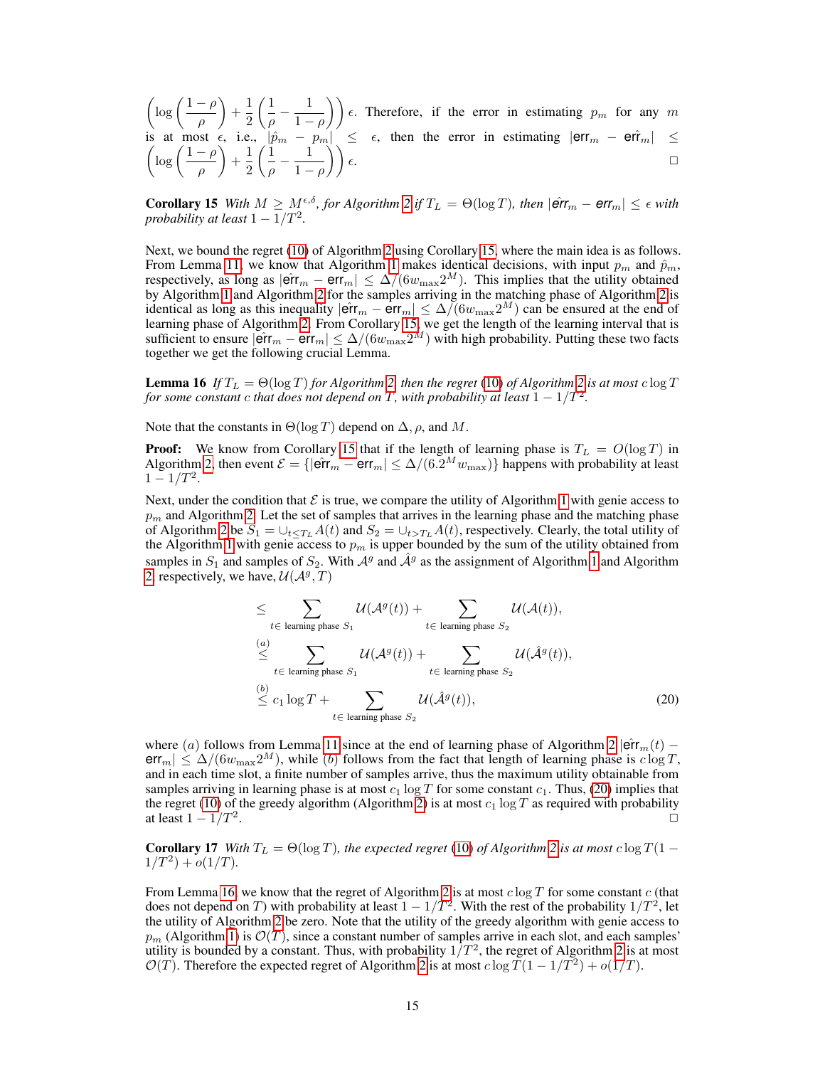$\left(\log\left(\frac{1-\rho}{\rho}\right) + \frac{1}{2}\left(\frac{1}{\rho} - \frac{1}{1-\rho}\right)\right)\epsilon$. Therefore, if the error in estimating $p_m$ for any $m$ is at most $\epsilon$, i.e., $|\hat{p}_m - p_m| \leq \epsilon$, then the error in estimating $|\mathsf{err}_m - \hat{\mathsf{err}}_m| \leq \left(\log\left(\frac{1-\rho}{\rho}\right) + \frac{1}{2}\left(\frac{1}{\rho} - \frac{1}{1-\rho}\right)\right)\epsilon$. □

**Corollary 15** *With $M \geq M^{\epsilon,\delta}$, for Algorithm 2 if $T_L = \Theta(\log T)$, then $|\hat{\mathsf{err}}_m - \mathsf{err}_m| \leq \epsilon$ with probability at least $1 - 1/T^2$.*

Next, we bound the regret (10) of Algorithm 2 using Corollary 15, where the main idea is as follows. From Lemma 11, we know that Algorithm 1 makes identical decisions, with input $p_m$ and $\hat{p}_m$, respectively, as long as $|\hat{\mathsf{err}}_m - \mathsf{err}_m| \leq \Delta/(6w_{\max}2^M)$. This implies that the utility obtained by Algorithm 1 and Algorithm 2 for the samples arriving in the matching phase of Algorithm 2 is identical as long as this inequality $|\hat{\mathsf{err}}_m - \mathsf{err}_m| \leq \Delta/(6w_{\max}2^M)$ can be ensured at the end of learning phase of Algorithm 2. From Corollary 15, we get the length of the learning interval that is sufficient to ensure $|\hat{\mathsf{err}}_m - \mathsf{err}_m| \leq \Delta/(6w_{\max}2^M)$ with high probability. Putting these two facts together we get the following crucial Lemma.

**Lemma 16** *If $T_L = \Theta(\log T)$ for Algorithm 2, then the regret (10) of Algorithm 2 is at most $c \log T$ for some constant $c$ that does not depend on $T$, with probability at least $1 - 1/T^2$.*

Note that the constants in $\Theta(\log T)$ depend on $\Delta$, $\rho$, and $M$.

**Proof:** We know from Corollary 15 that if the length of learning phase is $T_L = O(\log T)$ in Algorithm 2, then event $\mathcal{E} = \{|\hat{\mathsf{err}}_m - \mathsf{err}_m| \leq \Delta/(6.2^M w_{\max})\}$ happens with probability at least $1 - 1/T^2$.

Next, under the condition that $\mathcal{E}$ is true, we compare the utility of Algorithm 1 with genie access to $p_m$ and Algorithm 2. Let the set of samples that arrives in the learning phase and the matching phase of Algorithm 2 be $S_1 = \cup_{t \leq T_L} A(t)$ and $S_2 = \cup_{t > T_L} A(t)$, respectively. Clearly, the total utility of the Algorithm 1 with genie access to $p_m$ is upper bounded by the sum of the utility obtained from samples in $S_1$ and samples of $S_2$. With $\mathcal{A}^g$ and $\hat{\mathcal{A}}^g$ as the assignment of Algorithm 1 and Algorithm 2, respectively, we have, $\mathcal{U}(\mathcal{A}^g, T)$

$$
\begin{aligned}
&\leq \sum_{t \in \text{ learning phase } S_1} \mathcal{U}(\mathcal{A}^g(t)) + \sum_{t \in \text{ learning phase } S_2} \mathcal{U}(\mathcal{A}(t)), \\
&\stackrel{(a)}{\leq} \sum_{t \in \text{ learning phase } S_1} \mathcal{U}(\mathcal{A}^g(t)) + \sum_{t \in \text{ learning phase } S_2} \mathcal{U}(\hat{\mathcal{A}}^g(t)), \\
&\stackrel{(b)}{\leq} c_1 \log T + \sum_{t \in \text{ learning phase } S_2} \mathcal{U}(\hat{\mathcal{A}}^g(t)),
\end{aligned} \tag{20}
$$

where $(a)$ follows from Lemma 11 since at the end of learning phase of Algorithm 2 $|\hat{\mathsf{err}}_m(t) - \mathsf{err}_m| \leq \Delta/(6w_{\max}2^M)$, while $(b)$ follows from the fact that length of learning phase is $c \log T$, and in each time slot, a finite number of samples arrive, thus the maximum utility obtainable from samples arriving in learning phase is at most $c_1 \log T$ for some constant $c_1$. Thus, (20) implies that the regret (10) of the greedy algorithm (Algorithm 2) is at most $c_1 \log T$ as required with probability at least $1 - 1/T^2$. □

**Corollary 17** *With $T_L = \Theta(\log T)$, the expected regret (10) of Algorithm 2 is at most $c \log T(1 - 1/T^2) + o(1/T)$.*

From Lemma 16, we know that the regret of Algorithm 2 is at most $c \log T$ for some constant $c$ (that does not depend on $T$) with probability at least $1 - 1/T^2$. With the rest of the probability $1/T^2$, let the utility of Algorithm 2 be zero. Note that the utility of the greedy algorithm with genie access to $p_m$ (Algorithm 1) is $\mathcal{O}(T)$, since a constant number of samples arrive in each slot, and each samples' utility is bounded by a constant. Thus, with probability $1/T^2$, the regret of Algorithm 2 is at most $\mathcal{O}(T)$. Therefore the expected regret of Algorithm 2 is at most $c \log T(1 - 1/T^2) + o(1/T)$.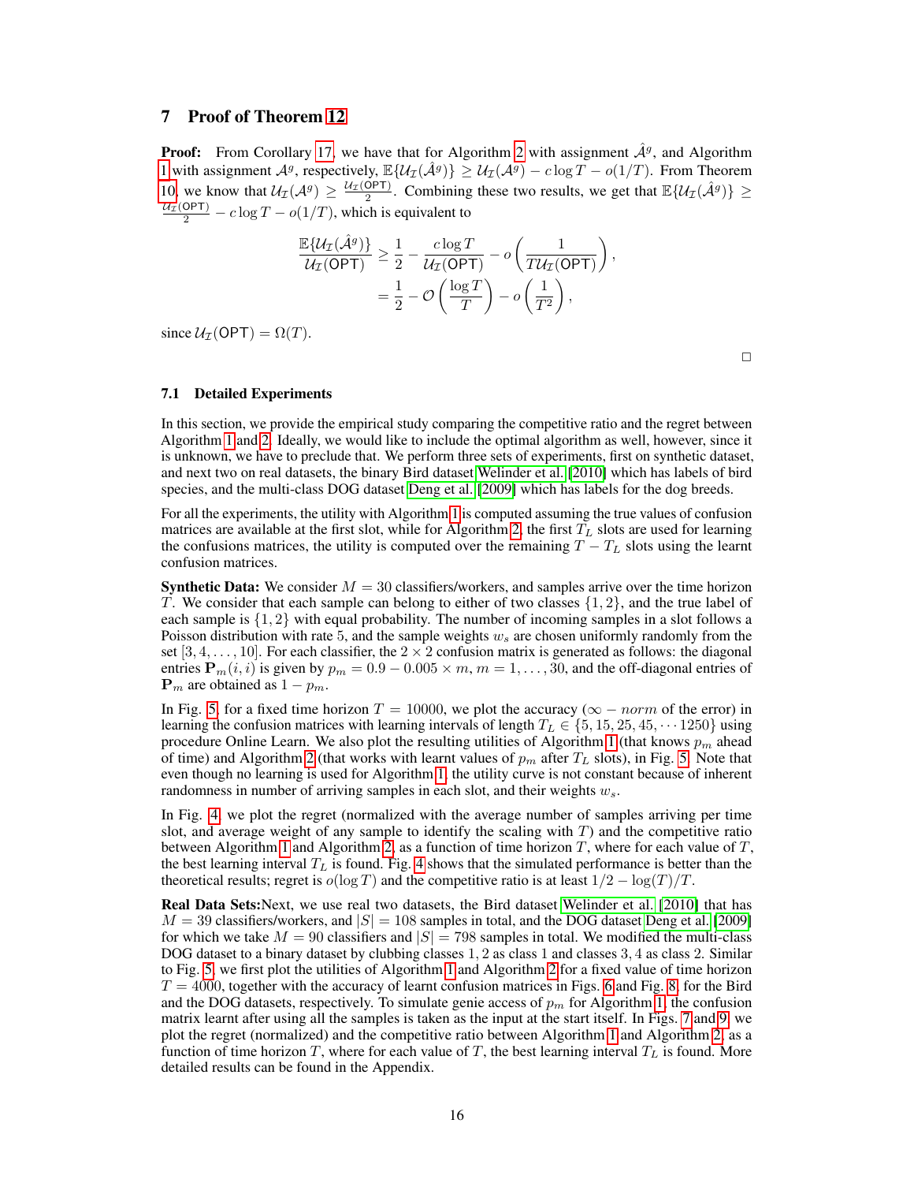# 7 Proof of Theorem 12

**Proof:** From Corollary 17, we have that for Algorithm 2 with assignment $\hat{\mathcal{A}}^g$, and Algorithm 1 with assignment $\mathcal{A}^g$, respectively, $\mathbb{E}\{\mathcal{U}_{\mathcal{I}}(\hat{\mathcal{A}}^g)\} \geq \mathcal{U}_{\mathcal{I}}(\mathcal{A}^g) - c\log T - o(1/T)$. From Theorem 10, we know that $\mathcal{U}_{\mathcal{I}}(\mathcal{A}^g) \geq \frac{\mathcal{U}_{\mathcal{I}}(\mathsf{OPT})}{2}$. Combining these two results, we get that $\mathbb{E}\{\mathcal{U}_{\mathcal{I}}(\hat{\mathcal{A}}^g)\} \geq \frac{\mathcal{U}_{\mathcal{I}}(\mathsf{OPT})}{2} - c\log T - o(1/T)$, which is equivalent to

$$\frac{\mathbb{E}\{\mathcal{U}_{\mathcal{I}}(\hat{\mathcal{A}}^g)\}}{\mathcal{U}_{\mathcal{I}}(\mathsf{OPT})} \geq \frac{1}{2} - \frac{c\log T}{\mathcal{U}_{\mathcal{I}}(\mathsf{OPT})} - o\left(\frac{1}{T\mathcal{U}_{\mathcal{I}}(\mathsf{OPT})}\right),$$
$$= \frac{1}{2} - \mathcal{O}\left(\frac{\log T}{T}\right) - o\left(\frac{1}{T^2}\right),$$

since $\mathcal{U}_{\mathcal{I}}(\mathsf{OPT}) = \Omega(T)$.

□

## 7.1 Detailed Experiments

In this section, we provide the empirical study comparing the competitive ratio and the regret between Algorithm 1 and 2. Ideally, we would like to include the optimal algorithm as well, however, since it is unknown, we have to preclude that. We perform three sets of experiments, first on synthetic dataset, and next two on real datasets, the binary Bird dataset Welinder et al. [2010] which has labels of bird species, and the multi-class DOG dataset Deng et al. [2009] which has labels for the dog breeds.

For all the experiments, the utility with Algorithm 1 is computed assuming the true values of confusion matrices are available at the first slot, while for Algorithm 2, the first $T_L$ slots are used for learning the confusions matrices, the utility is computed over the remaining $T - T_L$ slots using the learnt confusion matrices.

**Synthetic Data:** We consider $M = 30$ classifiers/workers, and samples arrive over the time horizon $T$. We consider that each sample can belong to either of two classes $\{1, 2\}$, and the true label of each sample is $\{1, 2\}$ with equal probability. The number of incoming samples in a slot follows a Poisson distribution with rate 5, and the sample weights $w_s$ are chosen uniformly randomly from the set $[3, 4, \ldots, 10]$. For each classifier, the $2 \times 2$ confusion matrix is generated as follows: the diagonal entries $\mathbf{P}_m(i, i)$ is given by $p_m = 0.9 - 0.005 \times m$, $m = 1, \ldots, 30$, and the off-diagonal entries of $\mathbf{P}_m$ are obtained as $1 - p_m$.

In Fig. 5, for a fixed time horizon $T = 10000$, we plot the accuracy ($\infty - norm$ of the error) in learning the confusion matrices with learning intervals of length $T_L \in \{5, 15, 25, 45, \cdots 1250\}$ using procedure Online Learn. We also plot the resulting utilities of Algorithm 1 (that knows $p_m$ ahead of time) and Algorithm 2 (that works with learnt values of $p_m$ after $T_L$ slots), in Fig. 5. Note that even though no learning is used for Algorithm 1, the utility curve is not constant because of inherent randomness in number of arriving samples in each slot, and their weights $w_s$.

In Fig. 4, we plot the regret (normalized with the average number of samples arriving per time slot, and average weight of any sample to identify the scaling with $T$) and the competitive ratio between Algorithm 1 and Algorithm 2, as a function of time horizon $T$, where for each value of $T$, the best learning interval $T_L$ is found. Fig. 4 shows that the simulated performance is better than the theoretical results; regret is $o(\log T)$ and the competitive ratio is at least $1/2 - \log(T)/T$.

**Real Data Sets:** Next, we use real two datasets, the Bird dataset Welinder et al. [2010] that has $M = 39$ classifiers/workers, and $|S| = 108$ samples in total, and the DOG dataset Deng et al. [2009] for which we take $M = 90$ classifiers and $|S| = 798$ samples in total. We modified the multi-class DOG dataset to a binary dataset by clubbing classes $1, 2$ as class 1 and classes $3, 4$ as class 2. Similar to Fig. 5, we first plot the utilities of Algorithm 1 and Algorithm 2 for a fixed value of time horizon $T = 4000$, together with the accuracy of learnt confusion matrices in Figs. 6 and Fig. 8, for the Bird and the DOG datasets, respectively. To simulate genie access of $p_m$ for Algorithm 1, the confusion matrix learnt after using all the samples is taken as the input at the start itself. In Figs. 7 and 9, we plot the regret (normalized) and the competitive ratio between Algorithm 1 and Algorithm 2, as a function of time horizon $T$, where for each value of $T$, the best learning interval $T_L$ is found. More detailed results can be found in the Appendix.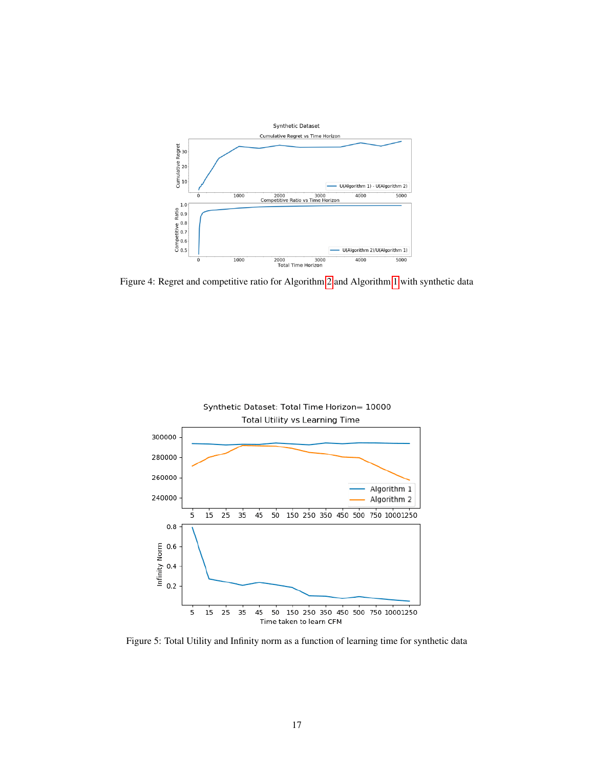Figure 4: Regret and competitive ratio for Algorithm 2 and Algorithm 1 with synthetic data

Figure 5: Total Utility and Infinity norm as a function of learning time for synthetic data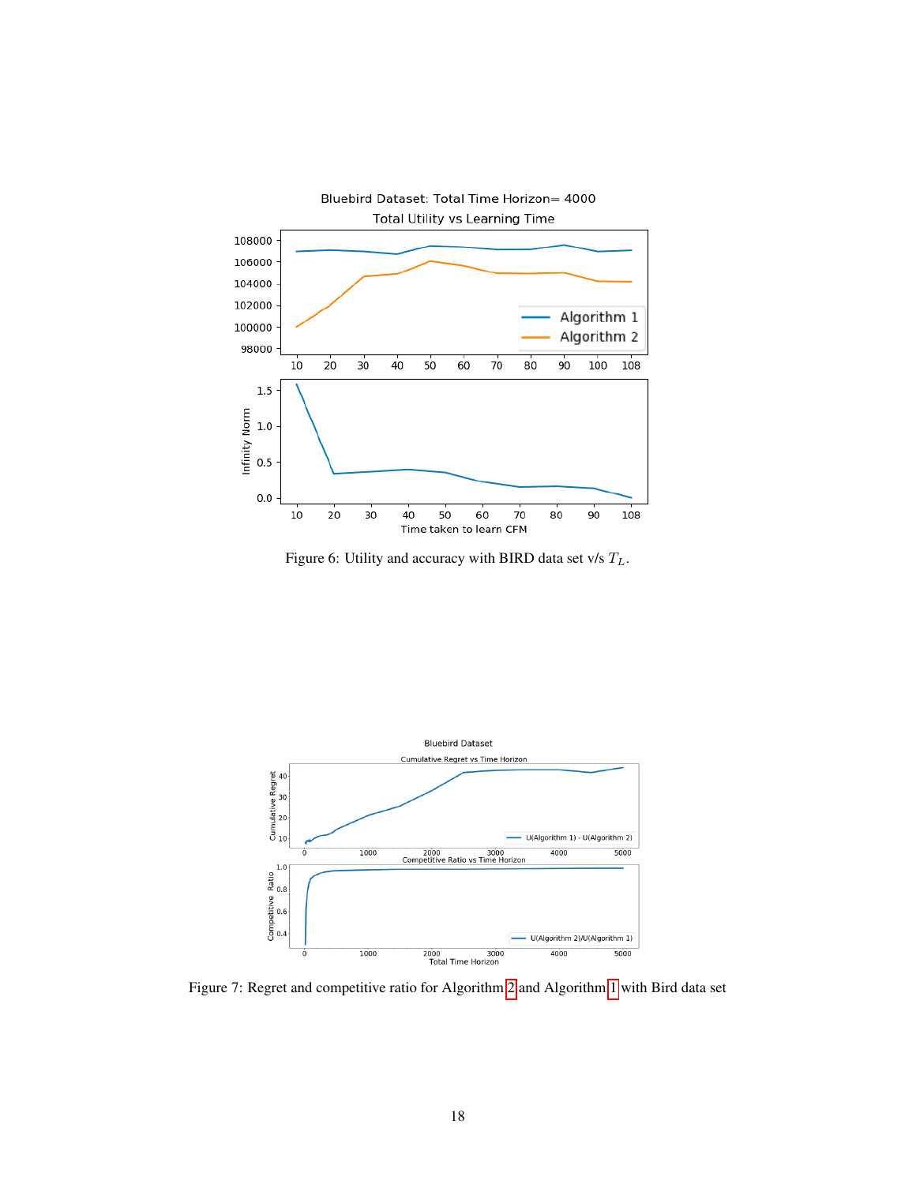Figure 6: Utility and accuracy with BIRD data set v/s $T_L$.

Figure 7: Regret and competitive ratio for Algorithm 2 and Algorithm 1 with Bird data set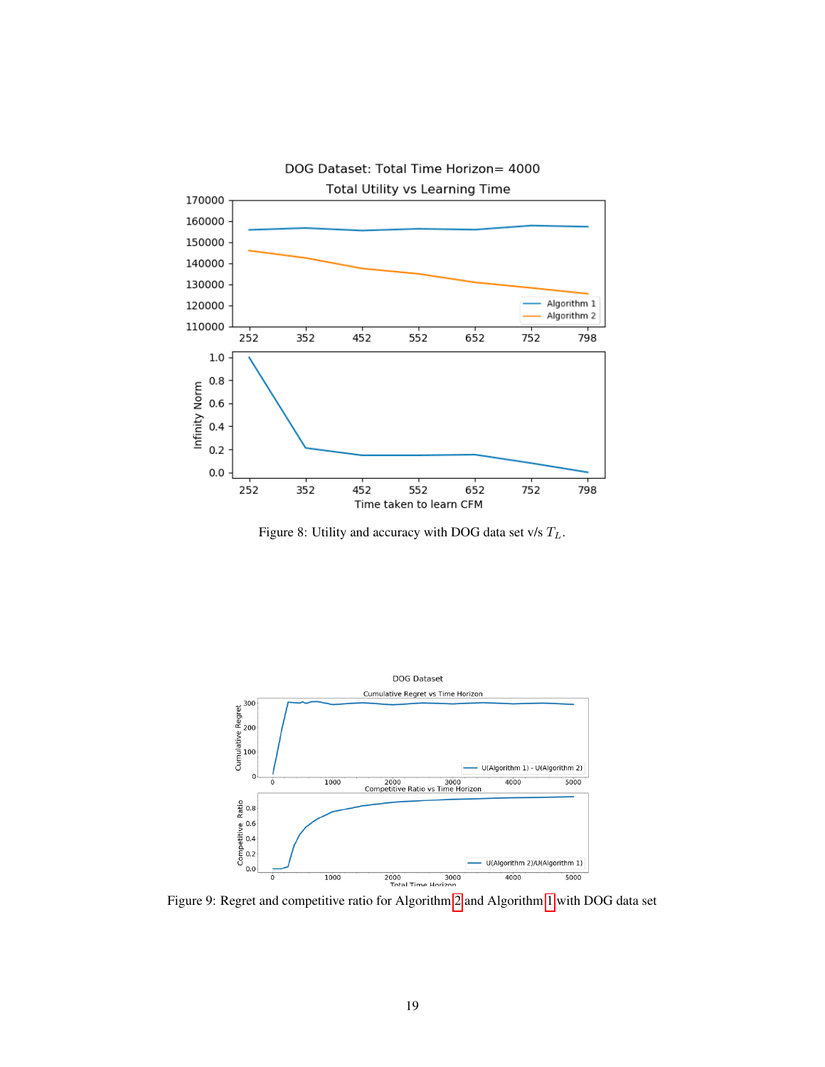DOG Dataset: Total Time Horizon= 4000

Total Utility vs Learning Time

170000
160000
150000
140000
130000
120000
110000

Algorithm 1
Algorithm 2

252 352 452 552 652 752 798

Infinity Norm

1.0
0.8
0.6
0.4
0.2
0.0

252 352 452 552 652 752 798

Time taken to learn CFM

Figure 8: Utility and accuracy with DOG data set v/s $T_L$.

DOG Dataset

Cumulative Regret vs Time Horizon

Cumulative Regret

300
200
100
0

U(Algorithm 1) - U(Algorithm 2)

0 1000 2000 3000 4000 5000

Competitive Ratio vs Time Horizon

Competitive Ratio

0.8
0.6
0.4
0.2
0.0

U(Algorithm 2)/U(Algorithm 1)

0 1000 2000 3000 4000 5000

Total Time Horizon

Figure 9: Regret and competitive ratio for Algorithm 2 and Algorithm 1 with DOG data set